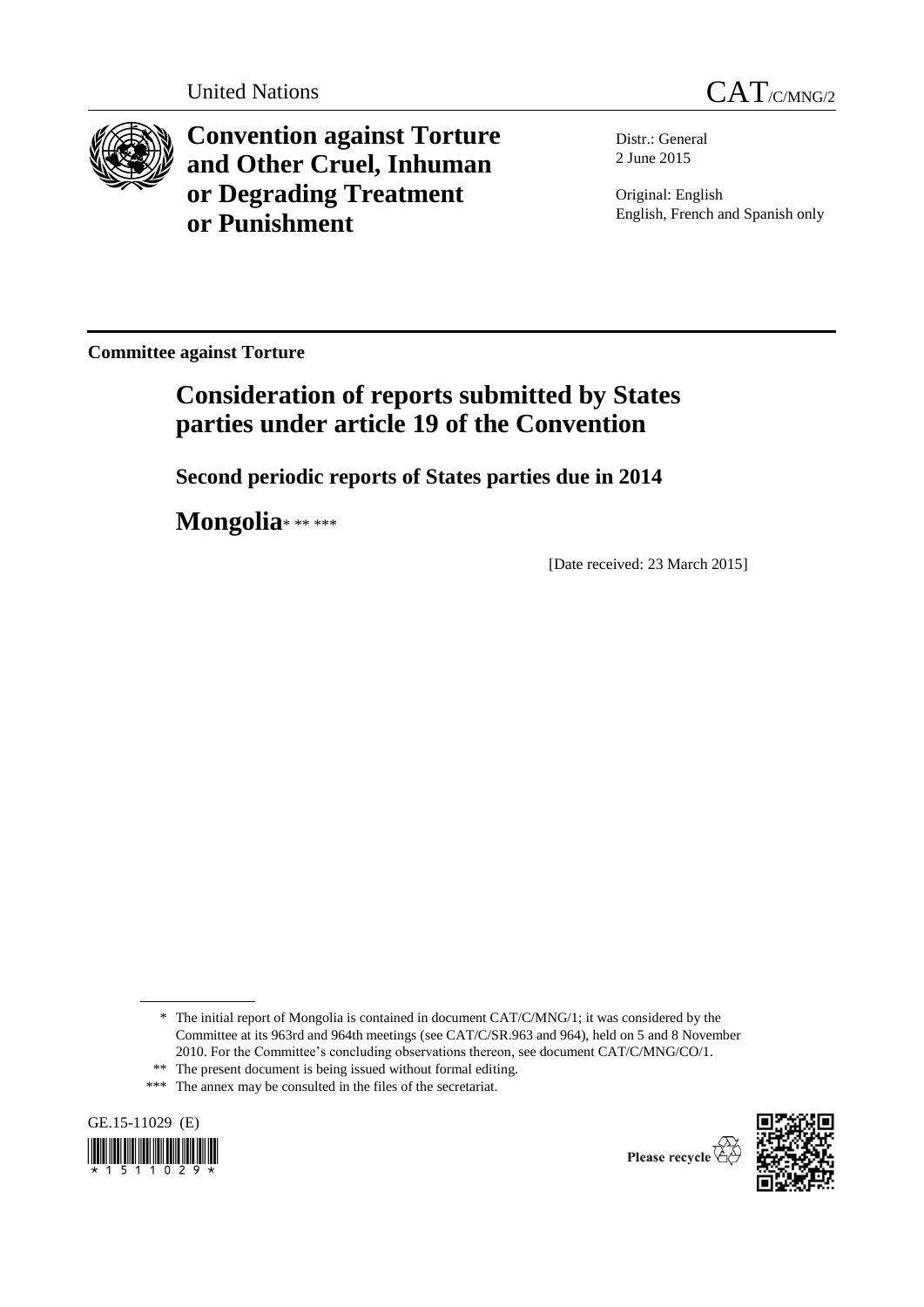United Nations CAT/C/MNG/2

# Convention against Torture and Other Cruel, Inhuman or Degrading Treatment or Punishment

Distr.: General
2 June 2015

Original: English
English, French and Spanish only

**Committee against Torture**

## Consideration of reports submitted by States parties under article 19 of the Convention

### Second periodic reports of States parties due in 2014

## Mongolia* ** ***

[Date received: 23 March 2015]

---

\* The initial report of Mongolia is contained in document CAT/C/MNG/1; it was considered by the Committee at its 963rd and 964th meetings (see CAT/C/SR.963 and 964), held on 5 and 8 November 2010. For the Committee's concluding observations thereon, see document CAT/C/MNG/CO/1.

\*\* The present document is being issued without formal editing.

\*\*\* The annex may be consulted in the files of the secretariat.

GE.15-11029 (E)

Please recycle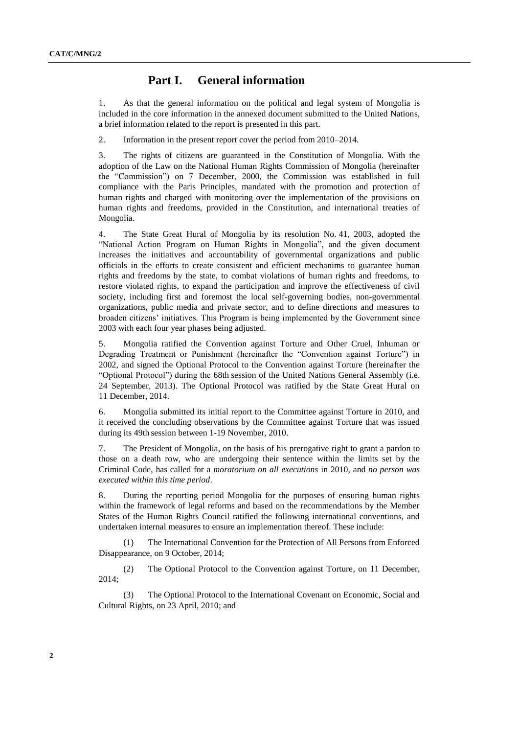# Part I. General information

1. As that the general information on the political and legal system of Mongolia is included in the core information in the annexed document submitted to the United Nations, a brief information related to the report is presented in this part.

2. Information in the present report cover the period from 2010–2014.

3. The rights of citizens are guaranteed in the Constitution of Mongolia. With the adoption of the Law on the National Human Rights Commission of Mongolia (hereinafter the "Commission") on 7 December, 2000, the Commission was established in full compliance with the Paris Principles, mandated with the promotion and protection of human rights and charged with monitoring over the implementation of the provisions on human rights and freedoms, provided in the Constitution, and international treaties of Mongolia.

4. The State Great Hural of Mongolia by its resolution No. 41, 2003, adopted the "National Action Program on Human Rights in Mongolia", and the given document increases the initiatives and accountability of governmental organizations and public officials in the efforts to create consistent and efficient mechanims to guarantee human rights and freedoms by the state, to combat violations of human rights and freedoms, to restore violated rights, to expand the participation and improve the effectiveness of civil society, including first and foremost the local self-governing bodies, non-governmental organizations, public media and private sector, and to define directions and measures to broaden citizens' initiatives. This Program is being implemented by the Government since 2003 with each four year phases being adjusted.

5. Mongolia ratified the Convention against Torture and Other Cruel, Inhuman or Degrading Treatment or Punishment (hereinafter the "Convention against Torture") in 2002, and signed the Optional Protocol to the Convention against Torture (hereinafter the "Optional Protocol") during the 68th session of the United Nations General Assembly (i.e. 24 September, 2013). The Optional Protocol was ratified by the State Great Hural on 11 December, 2014.

6. Mongolia submitted its initial report to the Committee against Torture in 2010, and it received the concluding observations by the Committee against Torture that was issued during its 49th session between 1-19 November, 2010.

7. The President of Mongolia, on the basis of his prerogative right to grant a pardon to those on a death row, who are undergoing their sentence within the limits set by the Criminal Code, has called for a *moratorium on all executions* in 2010, and *no person was executed within this time period*.

8. During the reporting period Mongolia for the purposes of ensuring human rights within the framework of legal reforms and based on the recommendations by the Member States of the Human Rights Council ratified the following international conventions, and undertaken internal measures to ensure an implementation thereof. These include:

(1) The International Convention for the Protection of All Persons from Enforced Disappearance, on 9 October, 2014;

(2) The Optional Protocol to the Convention against Torture, on 11 December, 2014;

(3) The Optional Protocol to the International Covenant on Economic, Social and Cultural Rights, on 23 April, 2010; and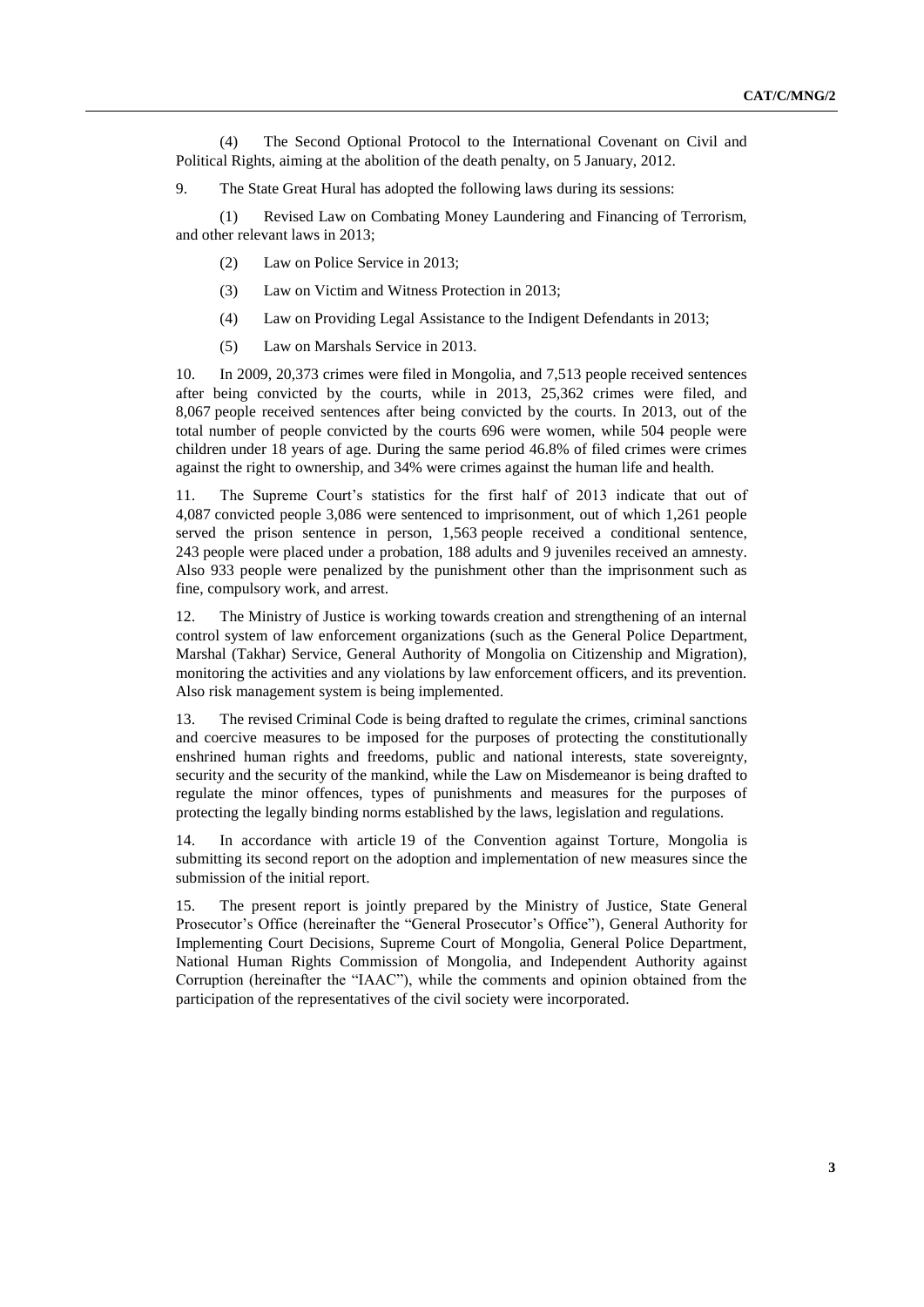(4) The Second Optional Protocol to the International Covenant on Civil and Political Rights, aiming at the abolition of the death penalty, on 5 January, 2012.

9. The State Great Hural has adopted the following laws during its sessions:

(1) Revised Law on Combating Money Laundering and Financing of Terrorism, and other relevant laws in 2013;

(2) Law on Police Service in 2013;

(3) Law on Victim and Witness Protection in 2013;

(4) Law on Providing Legal Assistance to the Indigent Defendants in 2013;

(5) Law on Marshals Service in 2013.

10. In 2009, 20,373 crimes were filed in Mongolia, and 7,513 people received sentences after being convicted by the courts, while in 2013, 25,362 crimes were filed, and 8,067 people received sentences after being convicted by the courts. In 2013, out of the total number of people convicted by the courts 696 were women, while 504 people were children under 18 years of age. During the same period 46.8% of filed crimes were crimes against the right to ownership, and 34% were crimes against the human life and health.

11. The Supreme Court's statistics for the first half of 2013 indicate that out of 4,087 convicted people 3,086 were sentenced to imprisonment, out of which 1,261 people served the prison sentence in person, 1,563 people received a conditional sentence, 243 people were placed under a probation, 188 adults and 9 juveniles received an amnesty. Also 933 people were penalized by the punishment other than the imprisonment such as fine, compulsory work, and arrest.

12. The Ministry of Justice is working towards creation and strengthening of an internal control system of law enforcement organizations (such as the General Police Department, Marshal (Takhar) Service, General Authority of Mongolia on Citizenship and Migration), monitoring the activities and any violations by law enforcement officers, and its prevention. Also risk management system is being implemented.

13. The revised Criminal Code is being drafted to regulate the crimes, criminal sanctions and coercive measures to be imposed for the purposes of protecting the constitutionally enshrined human rights and freedoms, public and national interests, state sovereignty, security and the security of the mankind, while the Law on Misdemeanor is being drafted to regulate the minor offences, types of punishments and measures for the purposes of protecting the legally binding norms established by the laws, legislation and regulations.

14. In accordance with article 19 of the Convention against Torture, Mongolia is submitting its second report on the adoption and implementation of new measures since the submission of the initial report.

15. The present report is jointly prepared by the Ministry of Justice, State General Prosecutor's Office (hereinafter the "General Prosecutor's Office"), General Authority for Implementing Court Decisions, Supreme Court of Mongolia, General Police Department, National Human Rights Commission of Mongolia, and Independent Authority against Corruption (hereinafter the "IAAC"), while the comments and opinion obtained from the participation of the representatives of the civil society were incorporated.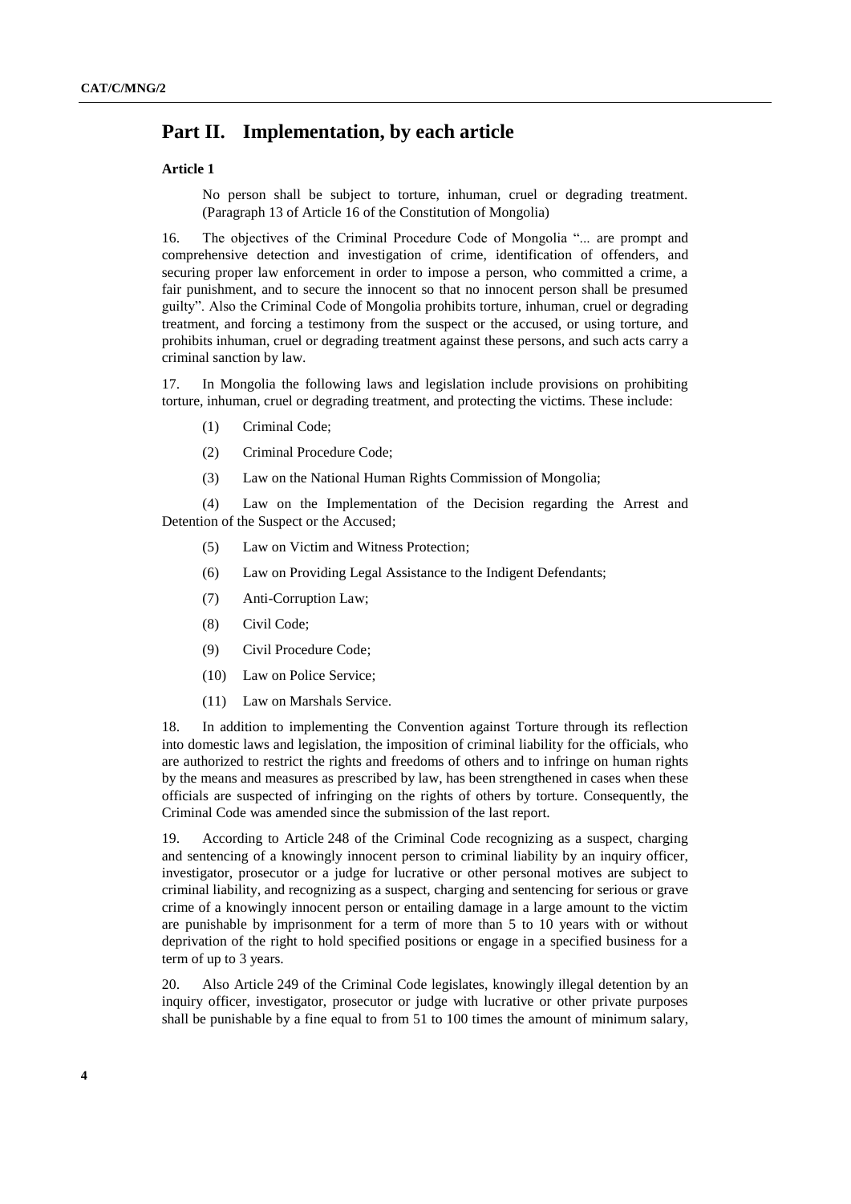## Part II. Implementation, by each article

### Article 1

No person shall be subject to torture, inhuman, cruel or degrading treatment. (Paragraph 13 of Article 16 of the Constitution of Mongolia)

16. The objectives of the Criminal Procedure Code of Mongolia "... are prompt and comprehensive detection and investigation of crime, identification of offenders, and securing proper law enforcement in order to impose a person, who committed a crime, a fair punishment, and to secure the innocent so that no innocent person shall be presumed guilty". Also the Criminal Code of Mongolia prohibits torture, inhuman, cruel or degrading treatment, and forcing a testimony from the suspect or the accused, or using torture, and prohibits inhuman, cruel or degrading treatment against these persons, and such acts carry a criminal sanction by law.

17. In Mongolia the following laws and legislation include provisions on prohibiting torture, inhuman, cruel or degrading treatment, and protecting the victims. These include:

(1) Criminal Code;

(2) Criminal Procedure Code;

(3) Law on the National Human Rights Commission of Mongolia;

(4) Law on the Implementation of the Decision regarding the Arrest and Detention of the Suspect or the Accused;

(5) Law on Victim and Witness Protection;

(6) Law on Providing Legal Assistance to the Indigent Defendants;

(7) Anti-Corruption Law;

(8) Civil Code;

(9) Civil Procedure Code;

(10) Law on Police Service;

(11) Law on Marshals Service.

18. In addition to implementing the Convention against Torture through its reflection into domestic laws and legislation, the imposition of criminal liability for the officials, who are authorized to restrict the rights and freedoms of others and to infringe on human rights by the means and measures as prescribed by law, has been strengthened in cases when these officials are suspected of infringing on the rights of others by torture. Consequently, the Criminal Code was amended since the submission of the last report.

19. According to Article 248 of the Criminal Code recognizing as a suspect, charging and sentencing of a knowingly innocent person to criminal liability by an inquiry officer, investigator, prosecutor or a judge for lucrative or other personal motives are subject to criminal liability, and recognizing as a suspect, charging and sentencing for serious or grave crime of a knowingly innocent person or entailing damage in a large amount to the victim are punishable by imprisonment for a term of more than 5 to 10 years with or without deprivation of the right to hold specified positions or engage in a specified business for a term of up to 3 years.

20. Also Article 249 of the Criminal Code legislates, knowingly illegal detention by an inquiry officer, investigator, prosecutor or judge with lucrative or other private purposes shall be punishable by a fine equal to from 51 to 100 times the amount of minimum salary,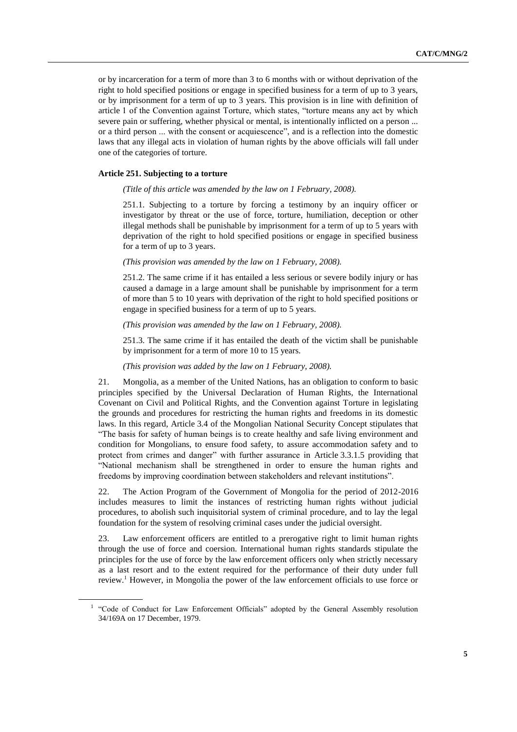or by incarceration for a term of more than 3 to 6 months with or without deprivation of the right to hold specified positions or engage in specified business for a term of up to 3 years, or by imprisonment for a term of up to 3 years. This provision is in line with definition of article 1 of the Convention against Torture, which states, "torture means any act by which severe pain or suffering, whether physical or mental, is intentionally inflicted on a person ... or a third person ... with the consent or acquiescence", and is a reflection into the domestic laws that any illegal acts in violation of human rights by the above officials will fall under one of the categories of torture.

**Article 251. Subjecting to a torture**

> *(Title of this article was amended by the law on 1 February, 2008).*
>
> 251.1. Subjecting to a torture by forcing a testimony by an inquiry officer or investigator by threat or the use of force, torture, humiliation, deception or other illegal methods shall be punishable by imprisonment for a term of up to 5 years with deprivation of the right to hold specified positions or engage in specified business for a term of up to 3 years.
>
> *(This provision was amended by the law on 1 February, 2008).*
>
> 251.2. The same crime if it has entailed a less serious or severe bodily injury or has caused a damage in a large amount shall be punishable by imprisonment for a term of more than 5 to 10 years with deprivation of the right to hold specified positions or engage in specified business for a term of up to 5 years.
>
> *(This provision was amended by the law on 1 February, 2008).*
>
> 251.3. The same crime if it has entailed the death of the victim shall be punishable by imprisonment for a term of more 10 to 15 years.
>
> *(This provision was added by the law on 1 February, 2008).*

21. Mongolia, as a member of the United Nations, has an obligation to conform to basic principles specified by the Universal Declaration of Human Rights, the International Covenant on Civil and Political Rights, and the Convention against Torture in legislating the grounds and procedures for restricting the human rights and freedoms in its domestic laws. In this regard, Article 3.4 of the Mongolian National Security Concept stipulates that "The basis for safety of human beings is to create healthy and safe living environment and condition for Mongolians, to ensure food safety, to assure accommodation safety and to protect from crimes and danger" with further assurance in Article 3.3.1.5 providing that "National mechanism shall be strengthened in order to ensure the human rights and freedoms by improving coordination between stakeholders and relevant institutions".

22. The Action Program of the Government of Mongolia for the period of 2012-2016 includes measures to limit the instances of restricting human rights without judicial procedures, to abolish such inquisitorial system of criminal procedure, and to lay the legal foundation for the system of resolving criminal cases under the judicial oversight.

23. Law enforcement officers are entitled to a prerogative right to limit human rights through the use of force and coercion. International human rights standards stipulate the principles for the use of force by the law enforcement officers only when strictly necessary as a last resort and to the extent required for the performance of their duty under full review.[1] However, in Mongolia the power of the law enforcement officials to use force or

[1] "Code of Conduct for Law Enforcement Officials" adopted by the General Assembly resolution 34/169A on 17 December, 1979.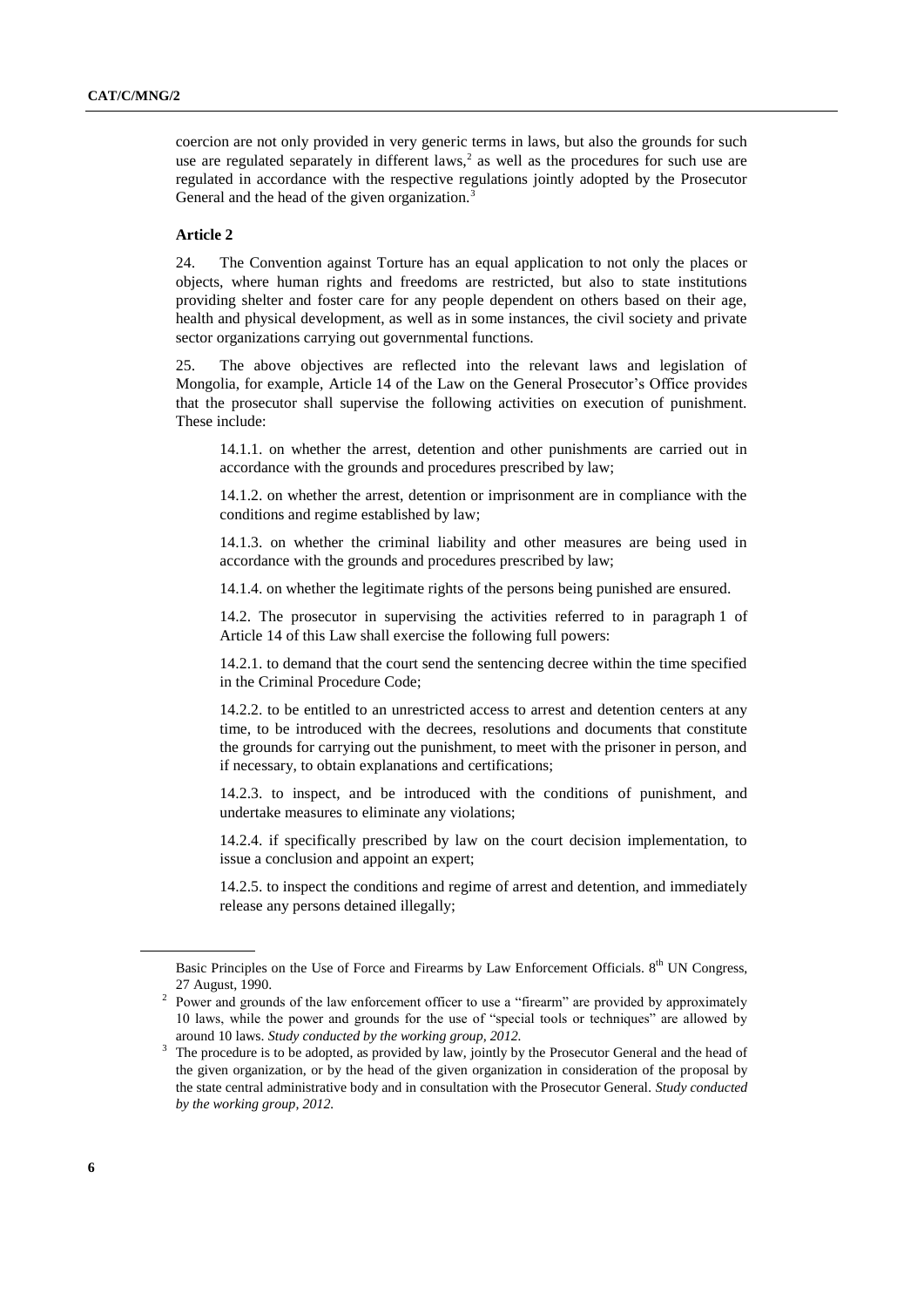coercion are not only provided in very generic terms in laws, but also the grounds for such use are regulated separately in different laws,[2] as well as the procedures for such use are regulated in accordance with the respective regulations jointly adopted by the Prosecutor General and the head of the given organization.[3]

**Article 2**

24. The Convention against Torture has an equal application to not only the places or objects, where human rights and freedoms are restricted, but also to state institutions providing shelter and foster care for any people dependent on others based on their age, health and physical development, as well as in some instances, the civil society and private sector organizations carrying out governmental functions.

25. The above objectives are reflected into the relevant laws and legislation of Mongolia, for example, Article 14 of the Law on the General Prosecutor's Office provides that the prosecutor shall supervise the following activities on execution of punishment. These include:

> 14.1.1. on whether the arrest, detention and other punishments are carried out in accordance with the grounds and procedures prescribed by law;
>
> 14.1.2. on whether the arrest, detention or imprisonment are in compliance with the conditions and regime established by law;
>
> 14.1.3. on whether the criminal liability and other measures are being used in accordance with the grounds and procedures prescribed by law;
>
> 14.1.4. on whether the legitimate rights of the persons being punished are ensured.
>
> 14.2. The prosecutor in supervising the activities referred to in paragraph 1 of Article 14 of this Law shall exercise the following full powers:
>
> 14.2.1. to demand that the court send the sentencing decree within the time specified in the Criminal Procedure Code;
>
> 14.2.2. to be entitled to an unrestricted access to arrest and detention centers at any time, to be introduced with the decrees, resolutions and documents that constitute the grounds for carrying out the punishment, to meet with the prisoner in person, and if necessary, to obtain explanations and certifications;
>
> 14.2.3. to inspect, and be introduced with the conditions of punishment, and undertake measures to eliminate any violations;
>
> 14.2.4. if specifically prescribed by law on the court decision implementation, to issue a conclusion and appoint an expert;
>
> 14.2.5. to inspect the conditions and regime of arrest and detention, and immediately release any persons detained illegally;

---

Basic Principles on the Use of Force and Firearms by Law Enforcement Officials. 8th UN Congress, 27 August, 1990.

[2] Power and grounds of the law enforcement officer to use a "firearm" are provided by approximately 10 laws, while the power and grounds for the use of "special tools or techniques" are allowed by around 10 laws. *Study conducted by the working group, 2012.*

[3] The procedure is to be adopted, as provided by law, jointly by the Prosecutor General and the head of the given organization, or by the head of the given organization in consideration of the proposal by the state central administrative body and in consultation with the Prosecutor General. *Study conducted by the working group, 2012.*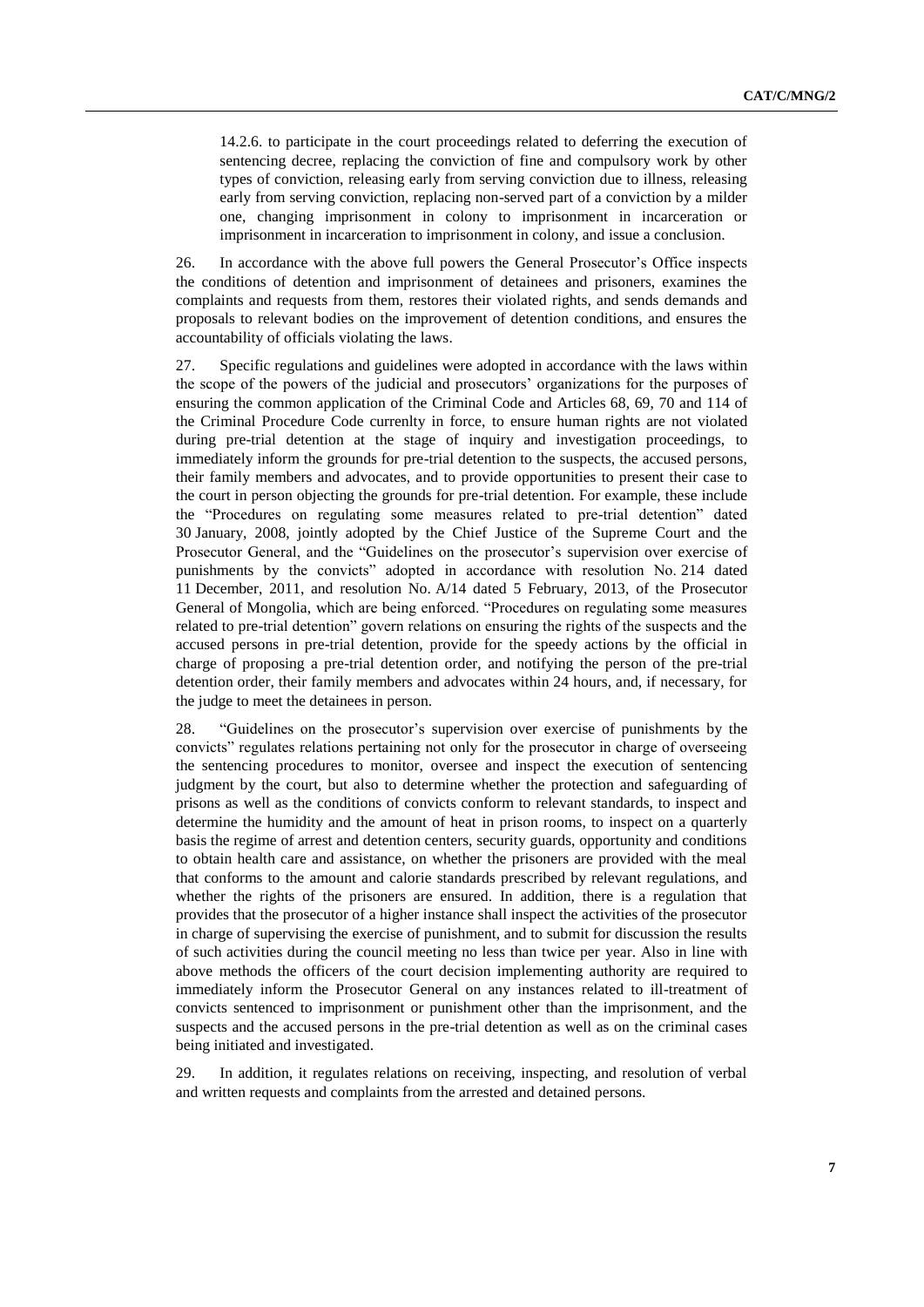14.2.6. to participate in the court proceedings related to deferring the execution of sentencing decree, replacing the conviction of fine and compulsory work by other types of conviction, releasing early from serving conviction due to illness, releasing early from serving conviction, replacing non-served part of a conviction by a milder one, changing imprisonment in colony to imprisonment in incarceration or imprisonment in incarceration to imprisonment in colony, and issue a conclusion.

26. In accordance with the above full powers the General Prosecutor's Office inspects the conditions of detention and imprisonment of detainees and prisoners, examines the complaints and requests from them, restores their violated rights, and sends demands and proposals to relevant bodies on the improvement of detention conditions, and ensures the accountability of officials violating the laws.

27. Specific regulations and guidelines were adopted in accordance with the laws within the scope of the powers of the judicial and prosecutors' organizations for the purposes of ensuring the common application of the Criminal Code and Articles 68, 69, 70 and 114 of the Criminal Procedure Code currenlty in force, to ensure human rights are not violated during pre-trial detention at the stage of inquiry and investigation proceedings, to immediately inform the grounds for pre-trial detention to the suspects, the accused persons, their family members and advocates, and to provide opportunities to present their case to the court in person objecting the grounds for pre-trial detention. For example, these include the "Procedures on regulating some measures related to pre-trial detention" dated 30 January, 2008, jointly adopted by the Chief Justice of the Supreme Court and the Prosecutor General, and the "Guidelines on the prosecutor's supervision over exercise of punishments by the convicts" adopted in accordance with resolution No. 214 dated 11 December, 2011, and resolution No. A/14 dated 5 February, 2013, of the Prosecutor General of Mongolia, which are being enforced. "Procedures on regulating some measures related to pre-trial detention" govern relations on ensuring the rights of the suspects and the accused persons in pre-trial detention, provide for the speedy actions by the official in charge of proposing a pre-trial detention order, and notifying the person of the pre-trial detention order, their family members and advocates within 24 hours, and, if necessary, for the judge to meet the detainees in person.

28. "Guidelines on the prosecutor's supervision over exercise of punishments by the convicts" regulates relations pertaining not only for the prosecutor in charge of overseeing the sentencing procedures to monitor, oversee and inspect the execution of sentencing judgment by the court, but also to determine whether the protection and safeguarding of prisons as well as the conditions of convicts conform to relevant standards, to inspect and determine the humidity and the amount of heat in prison rooms, to inspect on a quarterly basis the regime of arrest and detention centers, security guards, opportunity and conditions to obtain health care and assistance, on whether the prisoners are provided with the meal that conforms to the amount and calorie standards prescribed by relevant regulations, and whether the rights of the prisoners are ensured. In addition, there is a regulation that provides that the prosecutor of a higher instance shall inspect the activities of the prosecutor in charge of supervising the exercise of punishment, and to submit for discussion the results of such activities during the council meeting no less than twice per year. Also in line with above methods the officers of the court decision implementing authority are required to immediately inform the Prosecutor General on any instances related to ill-treatment of convicts sentenced to imprisonment or punishment other than the imprisonment, and the suspects and the accused persons in the pre-trial detention as well as on the criminal cases being initiated and investigated.

29. In addition, it regulates relations on receiving, inspecting, and resolution of verbal and written requests and complaints from the arrested and detained persons.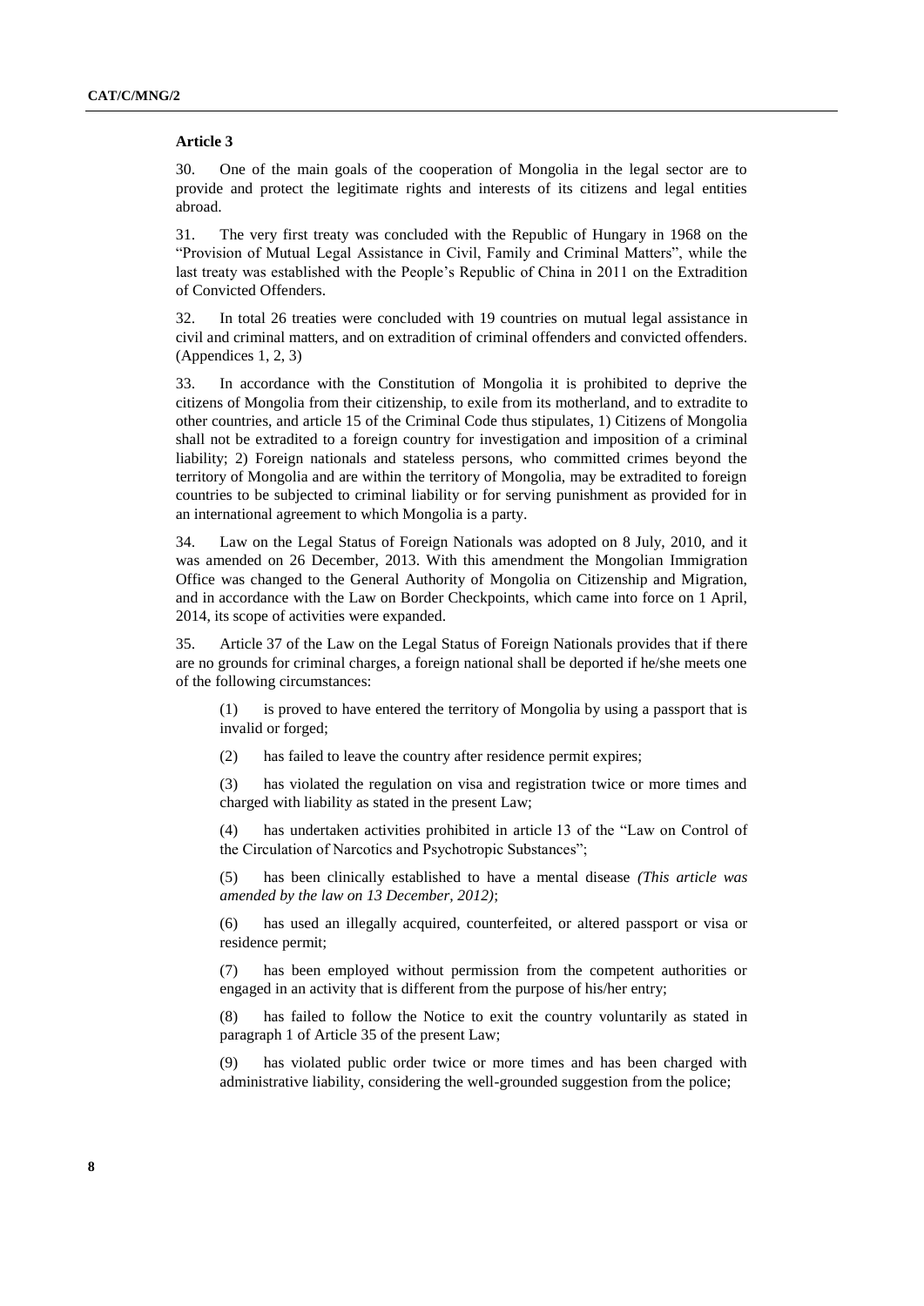### Article 3

30. One of the main goals of the cooperation of Mongolia in the legal sector are to provide and protect the legitimate rights and interests of its citizens and legal entities abroad.

31. The very first treaty was concluded with the Republic of Hungary in 1968 on the "Provision of Mutual Legal Assistance in Civil, Family and Criminal Matters", while the last treaty was established with the People's Republic of China in 2011 on the Extradition of Convicted Offenders.

32. In total 26 treaties were concluded with 19 countries on mutual legal assistance in civil and criminal matters, and on extradition of criminal offenders and convicted offenders. (Appendices 1, 2, 3)

33. In accordance with the Constitution of Mongolia it is prohibited to deprive the citizens of Mongolia from their citizenship, to exile from its motherland, and to extradite to other countries, and article 15 of the Criminal Code thus stipulates, 1) Citizens of Mongolia shall not be extradited to a foreign country for investigation and imposition of a criminal liability; 2) Foreign nationals and stateless persons, who committed crimes beyond the territory of Mongolia and are within the territory of Mongolia, may be extradited to foreign countries to be subjected to criminal liability or for serving punishment as provided for in an international agreement to which Mongolia is a party.

34. Law on the Legal Status of Foreign Nationals was adopted on 8 July, 2010, and it was amended on 26 December, 2013. With this amendment the Mongolian Immigration Office was changed to the General Authority of Mongolia on Citizenship and Migration, and in accordance with the Law on Border Checkpoints, which came into force on 1 April, 2014, its scope of activities were expanded.

35. Article 37 of the Law on the Legal Status of Foreign Nationals provides that if there are no grounds for criminal charges, a foreign national shall be deported if he/she meets one of the following circumstances:

(1) is proved to have entered the territory of Mongolia by using a passport that is invalid or forged;

(2) has failed to leave the country after residence permit expires;

(3) has violated the regulation on visa and registration twice or more times and charged with liability as stated in the present Law;

(4) has undertaken activities prohibited in article 13 of the "Law on Control of the Circulation of Narcotics and Psychotropic Substances";

(5) has been clinically established to have a mental disease *(This article was amended by the law on 13 December, 2012)*;

(6) has used an illegally acquired, counterfeited, or altered passport or visa or residence permit;

(7) has been employed without permission from the competent authorities or engaged in an activity that is different from the purpose of his/her entry;

(8) has failed to follow the Notice to exit the country voluntarily as stated in paragraph 1 of Article 35 of the present Law;

(9) has violated public order twice or more times and has been charged with administrative liability, considering the well-grounded suggestion from the police;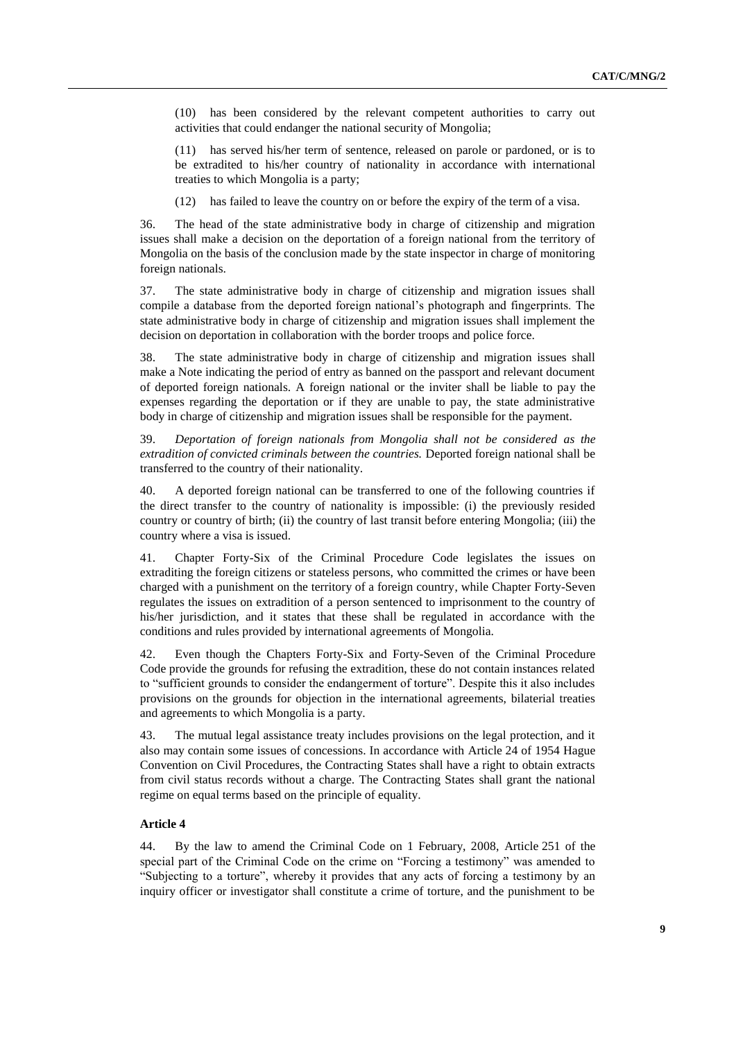(10) has been considered by the relevant competent authorities to carry out activities that could endanger the national security of Mongolia;

(11) has served his/her term of sentence, released on parole or pardoned, or is to be extradited to his/her country of nationality in accordance with international treaties to which Mongolia is a party;

(12) has failed to leave the country on or before the expiry of the term of a visa.

36. The head of the state administrative body in charge of citizenship and migration issues shall make a decision on the deportation of a foreign national from the territory of Mongolia on the basis of the conclusion made by the state inspector in charge of monitoring foreign nationals.

37. The state administrative body in charge of citizenship and migration issues shall compile a database from the deported foreign national's photograph and fingerprints. The state administrative body in charge of citizenship and migration issues shall implement the decision on deportation in collaboration with the border troops and police force.

38. The state administrative body in charge of citizenship and migration issues shall make a Note indicating the period of entry as banned on the passport and relevant document of deported foreign nationals. A foreign national or the inviter shall be liable to pay the expenses regarding the deportation or if they are unable to pay, the state administrative body in charge of citizenship and migration issues shall be responsible for the payment.

39. *Deportation of foreign nationals from Mongolia shall not be considered as the extradition of convicted criminals between the countries.* Deported foreign national shall be transferred to the country of their nationality.

40. A deported foreign national can be transferred to one of the following countries if the direct transfer to the country of nationality is impossible: (i) the previously resided country or country of birth; (ii) the country of last transit before entering Mongolia; (iii) the country where a visa is issued.

41. Chapter Forty-Six of the Criminal Procedure Code legislates the issues on extraditing the foreign citizens or stateless persons, who committed the crimes or have been charged with a punishment on the territory of a foreign country, while Chapter Forty-Seven regulates the issues on extradition of a person sentenced to imprisonment to the country of his/her jurisdiction, and it states that these shall be regulated in accordance with the conditions and rules provided by international agreements of Mongolia.

42. Even though the Chapters Forty-Six and Forty-Seven of the Criminal Procedure Code provide the grounds for refusing the extradition, these do not contain instances related to "sufficient grounds to consider the endangerment of torture". Despite this it also includes provisions on the grounds for objection in the international agreements, bilateral treaties and agreements to which Mongolia is a party.

43. The mutual legal assistance treaty includes provisions on the legal protection, and it also may contain some issues of concessions. In accordance with Article 24 of 1954 Hague Convention on Civil Procedures, the Contracting States shall have a right to obtain extracts from civil status records without a charge. The Contracting States shall grant the national regime on equal terms based on the principle of equality.

### Article 4

44. By the law to amend the Criminal Code on 1 February, 2008, Article 251 of the special part of the Criminal Code on the crime on "Forcing a testimony" was amended to "Subjecting to a torture", whereby it provides that any acts of forcing a testimony by an inquiry officer or investigator shall constitute a crime of torture, and the punishment to be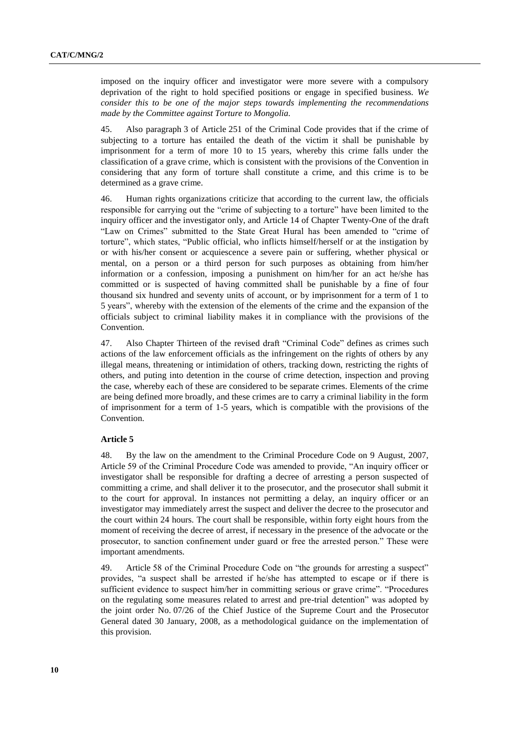imposed on the inquiry officer and investigator were more severe with a compulsory deprivation of the right to hold specified positions or engage in specified business. *We consider this to be one of the major steps towards implementing the recommendations made by the Committee against Torture to Mongolia.*

45. Also paragraph 3 of Article 251 of the Criminal Code provides that if the crime of subjecting to a torture has entailed the death of the victim it shall be punishable by imprisonment for a term of more 10 to 15 years, whereby this crime falls under the classification of a grave crime, which is consistent with the provisions of the Convention in considering that any form of torture shall constitute a crime, and this crime is to be determined as a grave crime.

46. Human rights organizations criticize that according to the current law, the officials responsible for carrying out the "crime of subjecting to a torture" have been limited to the inquiry officer and the investigator only, and Article 14 of Chapter Twenty-One of the draft "Law on Crimes" submitted to the State Great Hural has been amended to "crime of torture", which states, "Public official, who inflicts himself/herself or at the instigation by or with his/her consent or acquiescence a severe pain or suffering, whether physical or mental, on a person or a third person for such purposes as obtaining from him/her information or a confession, imposing a punishment on him/her for an act he/she has committed or is suspected of having committed shall be punishable by a fine of four thousand six hundred and seventy units of account, or by imprisonment for a term of 1 to 5 years", whereby with the extension of the elements of the crime and the expansion of the officials subject to criminal liability makes it in compliance with the provisions of the Convention.

47. Also Chapter Thirteen of the revised draft "Criminal Code" defines as crimes such actions of the law enforcement officials as the infringement on the rights of others by any illegal means, threatening or intimidation of others, tracking down, restricting the rights of others, and puting into detention in the course of crime detection, inspection and proving the case, whereby each of these are considered to be separate crimes. Elements of the crime are being defined more broadly, and these crimes are to carry a criminal liability in the form of imprisonment for a term of 1-5 years, which is compatible with the provisions of the Convention.

### Article 5

48. By the law on the amendment to the Criminal Procedure Code on 9 August, 2007, Article 59 of the Criminal Procedure Code was amended to provide, "An inquiry officer or investigator shall be responsible for drafting a decree of arresting a person suspected of committing a crime, and shall deliver it to the prosecutor, and the prosecutor shall submit it to the court for approval. In instances not permitting a delay, an inquiry officer or an investigator may immediately arrest the suspect and deliver the decree to the prosecutor and the court within 24 hours. The court shall be responsible, within forty eight hours from the moment of receiving the decree of arrest, if necessary in the presence of the advocate or the prosecutor, to sanction confinement under guard or free the arrested person." These were important amendments.

49. Article 58 of the Criminal Procedure Code on "the grounds for arresting a suspect" provides, "a suspect shall be arrested if he/she has attempted to escape or if there is sufficient evidence to suspect him/her in committing serious or grave crime". "Procedures on the regulating some measures related to arrest and pre-trial detention" was adopted by the joint order No. 07/26 of the Chief Justice of the Supreme Court and the Prosecutor General dated 30 January, 2008, as a methodological guidance on the implementation of this provision.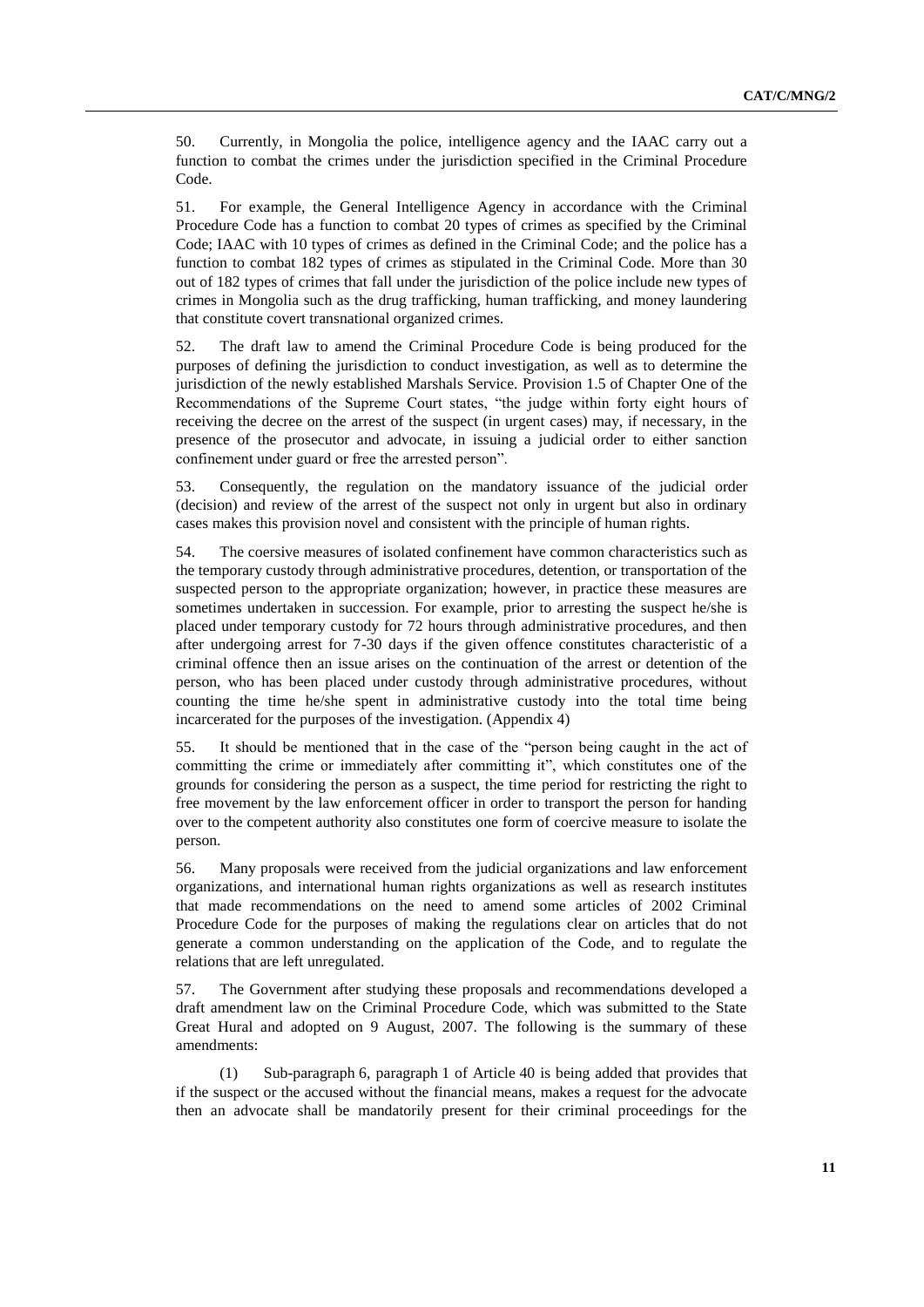50. Currently, in Mongolia the police, intelligence agency and the IAAC carry out a function to combat the crimes under the jurisdiction specified in the Criminal Procedure Code.

51. For example, the General Intelligence Agency in accordance with the Criminal Procedure Code has a function to combat 20 types of crimes as specified by the Criminal Code; IAAC with 10 types of crimes as defined in the Criminal Code; and the police has a function to combat 182 types of crimes as stipulated in the Criminal Code. More than 30 out of 182 types of crimes that fall under the jurisdiction of the police include new types of crimes in Mongolia such as the drug trafficking, human trafficking, and money laundering that constitute covert transnational organized crimes.

52. The draft law to amend the Criminal Procedure Code is being produced for the purposes of defining the jurisdiction to conduct investigation, as well as to determine the jurisdiction of the newly established Marshals Service. Provision 1.5 of Chapter One of the Recommendations of the Supreme Court states, "the judge within forty eight hours of receiving the decree on the arrest of the suspect (in urgent cases) may, if necessary, in the presence of the prosecutor and advocate, in issuing a judicial order to either sanction confinement under guard or free the arrested person".

53. Consequently, the regulation on the mandatory issuance of the judicial order (decision) and review of the arrest of the suspect not only in urgent but also in ordinary cases makes this provision novel and consistent with the principle of human rights.

54. The coercive measures of isolated confinement have common characteristics such as the temporary custody through administrative procedures, detention, or transportation of the suspected person to the appropriate organization; however, in practice these measures are sometimes undertaken in succession. For example, prior to arresting the suspect he/she is placed under temporary custody for 72 hours through administrative procedures, and then after undergoing arrest for 7-30 days if the given offence constitutes characteristic of a criminal offence then an issue arises on the continuation of the arrest or detention of the person, who has been placed under custody through administrative procedures, without counting the time he/she spent in administrative custody into the total time being incarcerated for the purposes of the investigation. (Appendix 4)

55. It should be mentioned that in the case of the "person being caught in the act of committing the crime or immediately after committing it", which constitutes one of the grounds for considering the person as a suspect, the time period for restricting the right to free movement by the law enforcement officer in order to transport the person for handing over to the competent authority also constitutes one form of coercive measure to isolate the person.

56. Many proposals were received from the judicial organizations and law enforcement organizations, and international human rights organizations as well as research institutes that made recommendations on the need to amend some articles of 2002 Criminal Procedure Code for the purposes of making the regulations clear on articles that do not generate a common understanding on the application of the Code, and to regulate the relations that are left unregulated.

57. The Government after studying these proposals and recommendations developed a draft amendment law on the Criminal Procedure Code, which was submitted to the State Great Hural and adopted on 9 August, 2007. The following is the summary of these amendments:

(1) Sub-paragraph 6, paragraph 1 of Article 40 is being added that provides that if the suspect or the accused without the financial means, makes a request for the advocate then an advocate shall be mandatorily present for their criminal proceedings for the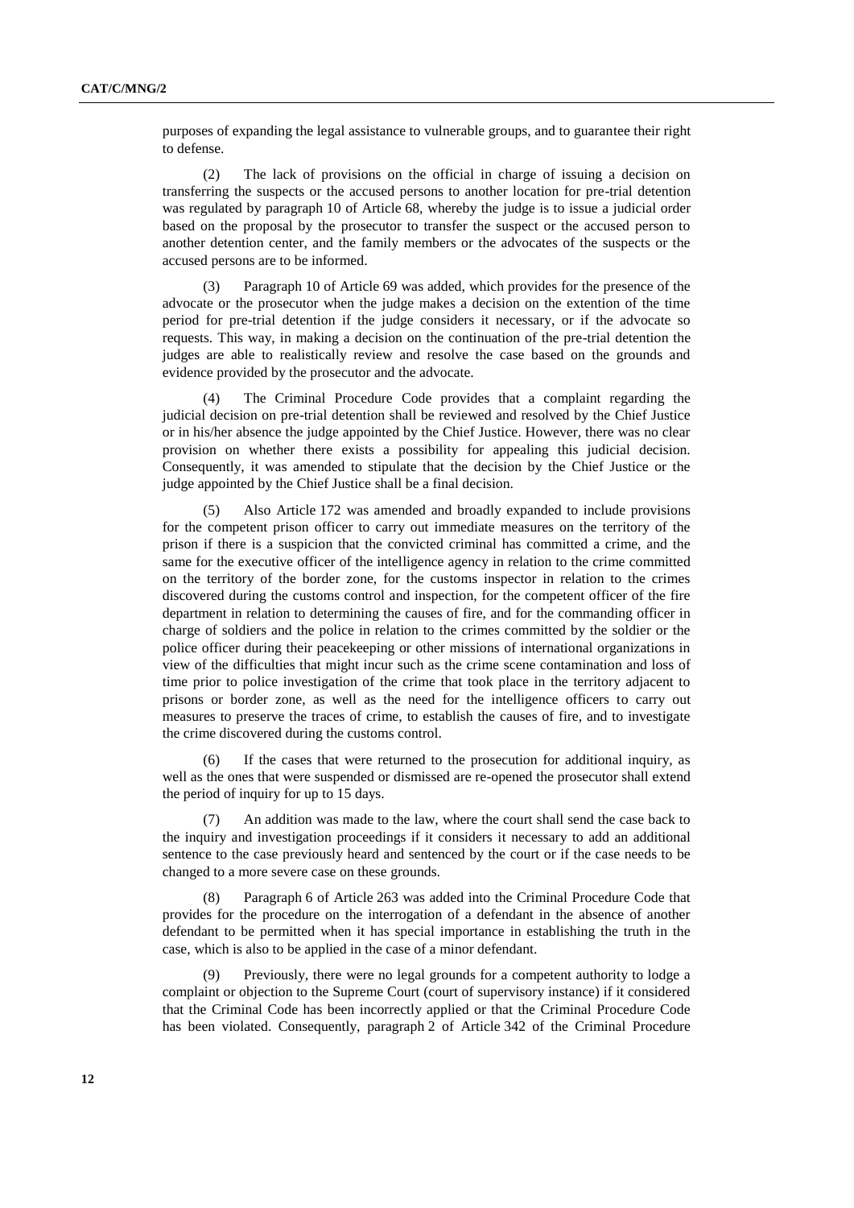purposes of expanding the legal assistance to vulnerable groups, and to guarantee their right to defense.

(2) The lack of provisions on the official in charge of issuing a decision on transferring the suspects or the accused persons to another location for pre-trial detention was regulated by paragraph 10 of Article 68, whereby the judge is to issue a judicial order based on the proposal by the prosecutor to transfer the suspect or the accused person to another detention center, and the family members or the advocates of the suspects or the accused persons are to be informed.

(3) Paragraph 10 of Article 69 was added, which provides for the presence of the advocate or the prosecutor when the judge makes a decision on the extention of the time period for pre-trial detention if the judge considers it necessary, or if the advocate so requests. This way, in making a decision on the continuation of the pre-trial detention the judges are able to realistically review and resolve the case based on the grounds and evidence provided by the prosecutor and the advocate.

(4) The Criminal Procedure Code provides that a complaint regarding the judicial decision on pre-trial detention shall be reviewed and resolved by the Chief Justice or in his/her absence the judge appointed by the Chief Justice. However, there was no clear provision on whether there exists a possibility for appealing this judicial decision. Consequently, it was amended to stipulate that the decision by the Chief Justice or the judge appointed by the Chief Justice shall be a final decision.

(5) Also Article 172 was amended and broadly expanded to include provisions for the competent prison officer to carry out immediate measures on the territory of the prison if there is a suspicion that the convicted criminal has committed a crime, and the same for the executive officer of the intelligence agency in relation to the crime committed on the territory of the border zone, for the customs inspector in relation to the crimes discovered during the customs control and inspection, for the competent officer of the fire department in relation to determining the causes of fire, and for the commanding officer in charge of soldiers and the police in relation to the crimes committed by the soldier or the police officer during their peacekeeping or other missions of international organizations in view of the difficulties that might incur such as the crime scene contamination and loss of time prior to police investigation of the crime that took place in the territory adjacent to prisons or border zone, as well as the need for the intelligence officers to carry out measures to preserve the traces of crime, to establish the causes of fire, and to investigate the crime discovered during the customs control.

(6) If the cases that were returned to the prosecution for additional inquiry, as well as the ones that were suspended or dismissed are re-opened the prosecutor shall extend the period of inquiry for up to 15 days.

(7) An addition was made to the law, where the court shall send the case back to the inquiry and investigation proceedings if it considers it necessary to add an additional sentence to the case previously heard and sentenced by the court or if the case needs to be changed to a more severe case on these grounds.

(8) Paragraph 6 of Article 263 was added into the Criminal Procedure Code that provides for the procedure on the interrogation of a defendant in the absence of another defendant to be permitted when it has special importance in establishing the truth in the case, which is also to be applied in the case of a minor defendant.

(9) Previously, there were no legal grounds for a competent authority to lodge a complaint or objection to the Supreme Court (court of supervisory instance) if it considered that the Criminal Code has been incorrectly applied or that the Criminal Procedure Code has been violated. Consequently, paragraph 2 of Article 342 of the Criminal Procedure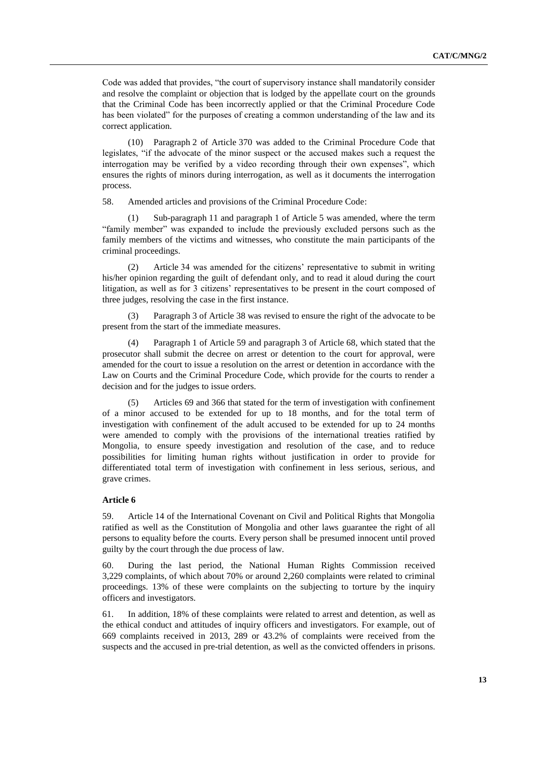Code was added that provides, "the court of supervisory instance shall mandatorily consider and resolve the complaint or objection that is lodged by the appellate court on the grounds that the Criminal Code has been incorrectly applied or that the Criminal Procedure Code has been violated" for the purposes of creating a common understanding of the law and its correct application.

(10) Paragraph 2 of Article 370 was added to the Criminal Procedure Code that legislates, "if the advocate of the minor suspect or the accused makes such a request the interrogation may be verified by a video recording through their own expenses", which ensures the rights of minors during interrogation, as well as it documents the interrogation process.

58. Amended articles and provisions of the Criminal Procedure Code:

(1) Sub-paragraph 11 and paragraph 1 of Article 5 was amended, where the term "family member" was expanded to include the previously excluded persons such as the family members of the victims and witnesses, who constitute the main participants of the criminal proceedings.

(2) Article 34 was amended for the citizens' representative to submit in writing his/her opinion regarding the guilt of defendant only, and to read it aloud during the court litigation, as well as for 3 citizens' representatives to be present in the court composed of three judges, resolving the case in the first instance.

(3) Paragraph 3 of Article 38 was revised to ensure the right of the advocate to be present from the start of the immediate measures.

(4) Paragraph 1 of Article 59 and paragraph 3 of Article 68, which stated that the prosecutor shall submit the decree on arrest or detention to the court for approval, were amended for the court to issue a resolution on the arrest or detention in accordance with the Law on Courts and the Criminal Procedure Code, which provide for the courts to render a decision and for the judges to issue orders.

(5) Articles 69 and 366 that stated for the term of investigation with confinement of a minor accused to be extended for up to 18 months, and for the total term of investigation with confinement of the adult accused to be extended for up to 24 months were amended to comply with the provisions of the international treaties ratified by Mongolia, to ensure speedy investigation and resolution of the case, and to reduce possibilities for limiting human rights without justification in order to provide for differentiated total term of investigation with confinement in less serious, serious, and grave crimes.

### Article 6

59. Article 14 of the International Covenant on Civil and Political Rights that Mongolia ratified as well as the Constitution of Mongolia and other laws guarantee the right of all persons to equality before the courts. Every person shall be presumed innocent until proved guilty by the court through the due process of law.

60. During the last period, the National Human Rights Commission received 3,229 complaints, of which about 70% or around 2,260 complaints were related to criminal proceedings. 13% of these were complaints on the subjecting to torture by the inquiry officers and investigators.

61. In addition, 18% of these complaints were related to arrest and detention, as well as the ethical conduct and attitudes of inquiry officers and investigators. For example, out of 669 complaints received in 2013, 289 or 43.2% of complaints were received from the suspects and the accused in pre-trial detention, as well as the convicted offenders in prisons.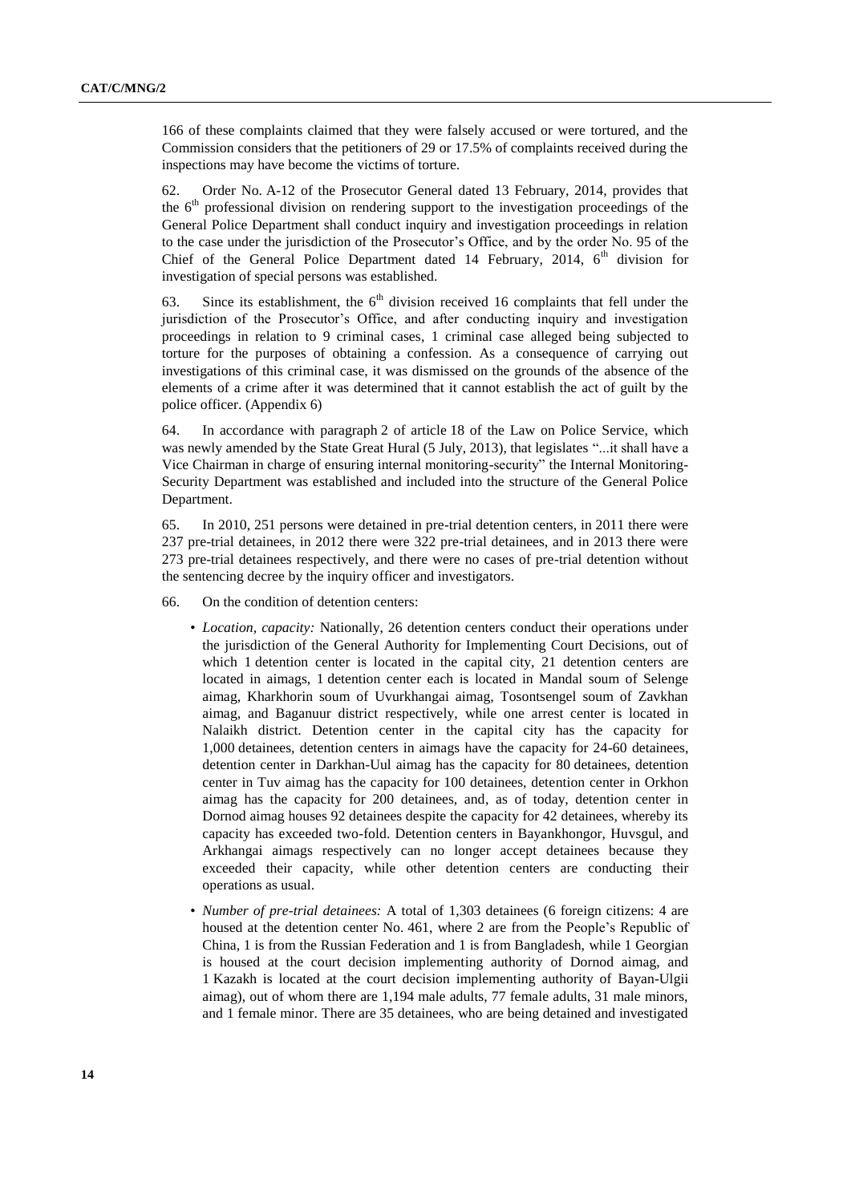166 of these complaints claimed that they were falsely accused or were tortured, and the Commission considers that the petitioners of 29 or 17.5% of complaints received during the inspections may have become the victims of torture.

62. Order No. A-12 of the Prosecutor General dated 13 February, 2014, provides that the 6th professional division on rendering support to the investigation proceedings of the General Police Department shall conduct inquiry and investigation proceedings in relation to the case under the jurisdiction of the Prosecutor's Office, and by the order No. 95 of the Chief of the General Police Department dated 14 February, 2014, 6th division for investigation of special persons was established.

63. Since its establishment, the 6th division received 16 complaints that fell under the jurisdiction of the Prosecutor's Office, and after conducting inquiry and investigation proceedings in relation to 9 criminal cases, 1 criminal case alleged being subjected to torture for the purposes of obtaining a confession. As a consequence of carrying out investigations of this criminal case, it was dismissed on the grounds of the absence of the elements of a crime after it was determined that it cannot establish the act of guilt by the police officer. (Appendix 6)

64. In accordance with paragraph 2 of article 18 of the Law on Police Service, which was newly amended by the State Great Hural (5 July, 2013), that legislates "...it shall have a Vice Chairman in charge of ensuring internal monitoring-security" the Internal Monitoring-Security Department was established and included into the structure of the General Police Department.

65. In 2010, 251 persons were detained in pre-trial detention centers, in 2011 there were 237 pre-trial detainees, in 2012 there were 322 pre-trial detainees, and in 2013 there were 273 pre-trial detainees respectively, and there were no cases of pre-trial detention without the sentencing decree by the inquiry officer and investigators.

66. On the condition of detention centers:

- *Location, capacity:* Nationally, 26 detention centers conduct their operations under the jurisdiction of the General Authority for Implementing Court Decisions, out of which 1 detention center is located in the capital city, 21 detention centers are located in aimags, 1 detention center each is located in Mandal soum of Selenge aimag, Kharkhorin soum of Uvurkhangai aimag, Tosontsengel soum of Zavkhan aimag, and Baganuur district respectively, while one arrest center is located in Nalaikh district. Detention center in the capital city has the capacity for 1,000 detainees, detention centers in aimags have the capacity for 24-60 detainees, detention center in Darkhan-Uul aimag has the capacity for 80 detainees, detention center in Tuv aimag has the capacity for 100 detainees, detention center in Orkhon aimag has the capacity for 200 detainees, and, as of today, detention center in Dornod aimag houses 92 detainees despite the capacity for 42 detainees, whereby its capacity has exceeded two-fold. Detention centers in Bayankhongor, Huvsgul, and Arkhangai aimags respectively can no longer accept detainees because they exceeded their capacity, while other detention centers are conducting their operations as usual.
- *Number of pre-trial detainees:* A total of 1,303 detainees (6 foreign citizens: 4 are housed at the detention center No. 461, where 2 are from the People's Republic of China, 1 is from the Russian Federation and 1 is from Bangladesh, while 1 Georgian is housed at the court decision implementing authority of Dornod aimag, and 1 Kazakh is located at the court decision implementing authority of Bayan-Ulgii aimag), out of whom there are 1,194 male adults, 77 female adults, 31 male minors, and 1 female minor. There are 35 detainees, who are being detained and investigated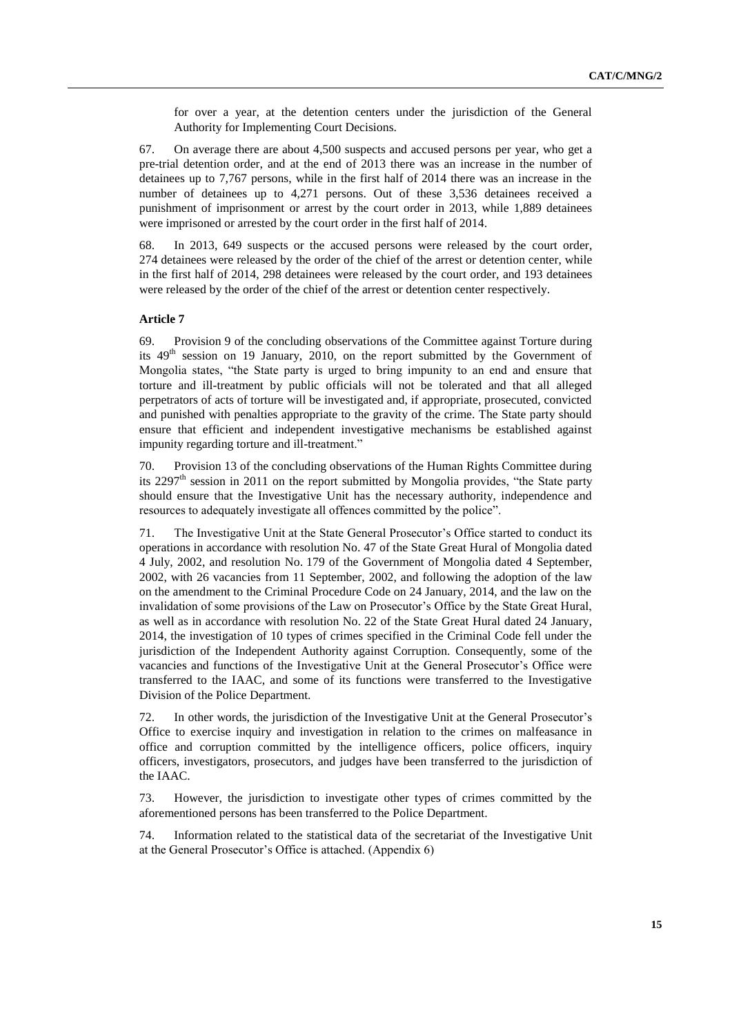for over a year, at the detention centers under the jurisdiction of the General Authority for Implementing Court Decisions.

67. On average there are about 4,500 suspects and accused persons per year, who get a pre-trial detention order, and at the end of 2013 there was an increase in the number of detainees up to 7,767 persons, while in the first half of 2014 there was an increase in the number of detainees up to 4,271 persons. Out of these 3,536 detainees received a punishment of imprisonment or arrest by the court order in 2013, while 1,889 detainees were imprisoned or arrested by the court order in the first half of 2014.

68. In 2013, 649 suspects or the accused persons were released by the court order, 274 detainees were released by the order of the chief of the arrest or detention center, while in the first half of 2014, 298 detainees were released by the court order, and 193 detainees were released by the order of the chief of the arrest or detention center respectively.

**Article 7**

69. Provision 9 of the concluding observations of the Committee against Torture during its 49th session on 19 January, 2010, on the report submitted by the Government of Mongolia states, "the State party is urged to bring impunity to an end and ensure that torture and ill-treatment by public officials will not be tolerated and that all alleged perpetrators of acts of torture will be investigated and, if appropriate, prosecuted, convicted and punished with penalties appropriate to the gravity of the crime. The State party should ensure that efficient and independent investigative mechanisms be established against impunity regarding torture and ill-treatment."

70. Provision 13 of the concluding observations of the Human Rights Committee during its 2297th session in 2011 on the report submitted by Mongolia provides, "the State party should ensure that the Investigative Unit has the necessary authority, independence and resources to adequately investigate all offences committed by the police".

71. The Investigative Unit at the State General Prosecutor's Office started to conduct its operations in accordance with resolution No. 47 of the State Great Hural of Mongolia dated 4 July, 2002, and resolution No. 179 of the Government of Mongolia dated 4 September, 2002, with 26 vacancies from 11 September, 2002, and following the adoption of the law on the amendment to the Criminal Procedure Code on 24 January, 2014, and the law on the invalidation of some provisions of the Law on Prosecutor's Office by the State Great Hural, as well as in accordance with resolution No. 22 of the State Great Hural dated 24 January, 2014, the investigation of 10 types of crimes specified in the Criminal Code fell under the jurisdiction of the Independent Authority against Corruption. Consequently, some of the vacancies and functions of the Investigative Unit at the General Prosecutor's Office were transferred to the IAAC, and some of its functions were transferred to the Investigative Division of the Police Department.

72. In other words, the jurisdiction of the Investigative Unit at the General Prosecutor's Office to exercise inquiry and investigation in relation to the crimes on malfeasance in office and corruption committed by the intelligence officers, police officers, inquiry officers, investigators, prosecutors, and judges have been transferred to the jurisdiction of the IAAC.

73. However, the jurisdiction to investigate other types of crimes committed by the aforementioned persons has been transferred to the Police Department.

74. Information related to the statistical data of the secretariat of the Investigative Unit at the General Prosecutor's Office is attached. (Appendix 6)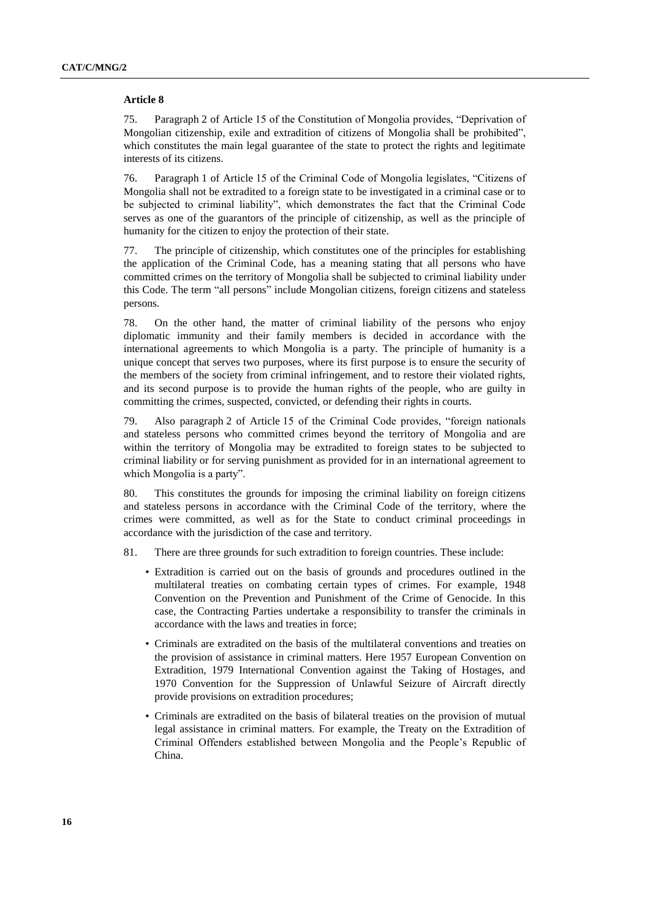**Article 8**

75. Paragraph 2 of Article 15 of the Constitution of Mongolia provides, "Deprivation of Mongolian citizenship, exile and extradition of citizens of Mongolia shall be prohibited", which constitutes the main legal guarantee of the state to protect the rights and legitimate interests of its citizens.

76. Paragraph 1 of Article 15 of the Criminal Code of Mongolia legislates, "Citizens of Mongolia shall not be extradited to a foreign state to be investigated in a criminal case or to be subjected to criminal liability", which demonstrates the fact that the Criminal Code serves as one of the guarantors of the principle of citizenship, as well as the principle of humanity for the citizen to enjoy the protection of their state.

77. The principle of citizenship, which constitutes one of the principles for establishing the application of the Criminal Code, has a meaning stating that all persons who have committed crimes on the territory of Mongolia shall be subjected to criminal liability under this Code. The term "all persons" include Mongolian citizens, foreign citizens and stateless persons.

78. On the other hand, the matter of criminal liability of the persons who enjoy diplomatic immunity and their family members is decided in accordance with the international agreements to which Mongolia is a party. The principle of humanity is a unique concept that serves two purposes, where its first purpose is to ensure the security of the members of the society from criminal infringement, and to restore their violated rights, and its second purpose is to provide the human rights of the people, who are guilty in committing the crimes, suspected, convicted, or defending their rights in courts.

79. Also paragraph 2 of Article 15 of the Criminal Code provides, "foreign nationals and stateless persons who committed crimes beyond the territory of Mongolia and are within the territory of Mongolia may be extradited to foreign states to be subjected to criminal liability or for serving punishment as provided for in an international agreement to which Mongolia is a party".

80. This constitutes the grounds for imposing the criminal liability on foreign citizens and stateless persons in accordance with the Criminal Code of the territory, where the crimes were committed, as well as for the State to conduct criminal proceedings in accordance with the jurisdiction of the case and territory.

81. There are three grounds for such extradition to foreign countries. These include:

- Extradition is carried out on the basis of grounds and procedures outlined in the multilateral treaties on combating certain types of crimes. For example, 1948 Convention on the Prevention and Punishment of the Crime of Genocide. In this case, the Contracting Parties undertake a responsibility to transfer the criminals in accordance with the laws and treaties in force;
- Criminals are extradited on the basis of the multilateral conventions and treaties on the provision of assistance in criminal matters. Here 1957 European Convention on Extradition, 1979 International Convention against the Taking of Hostages, and 1970 Convention for the Suppression of Unlawful Seizure of Aircraft directly provide provisions on extradition procedures;
- Criminals are extradited on the basis of bilateral treaties on the provision of mutual legal assistance in criminal matters. For example, the Treaty on the Extradition of Criminal Offenders established between Mongolia and the People's Republic of China.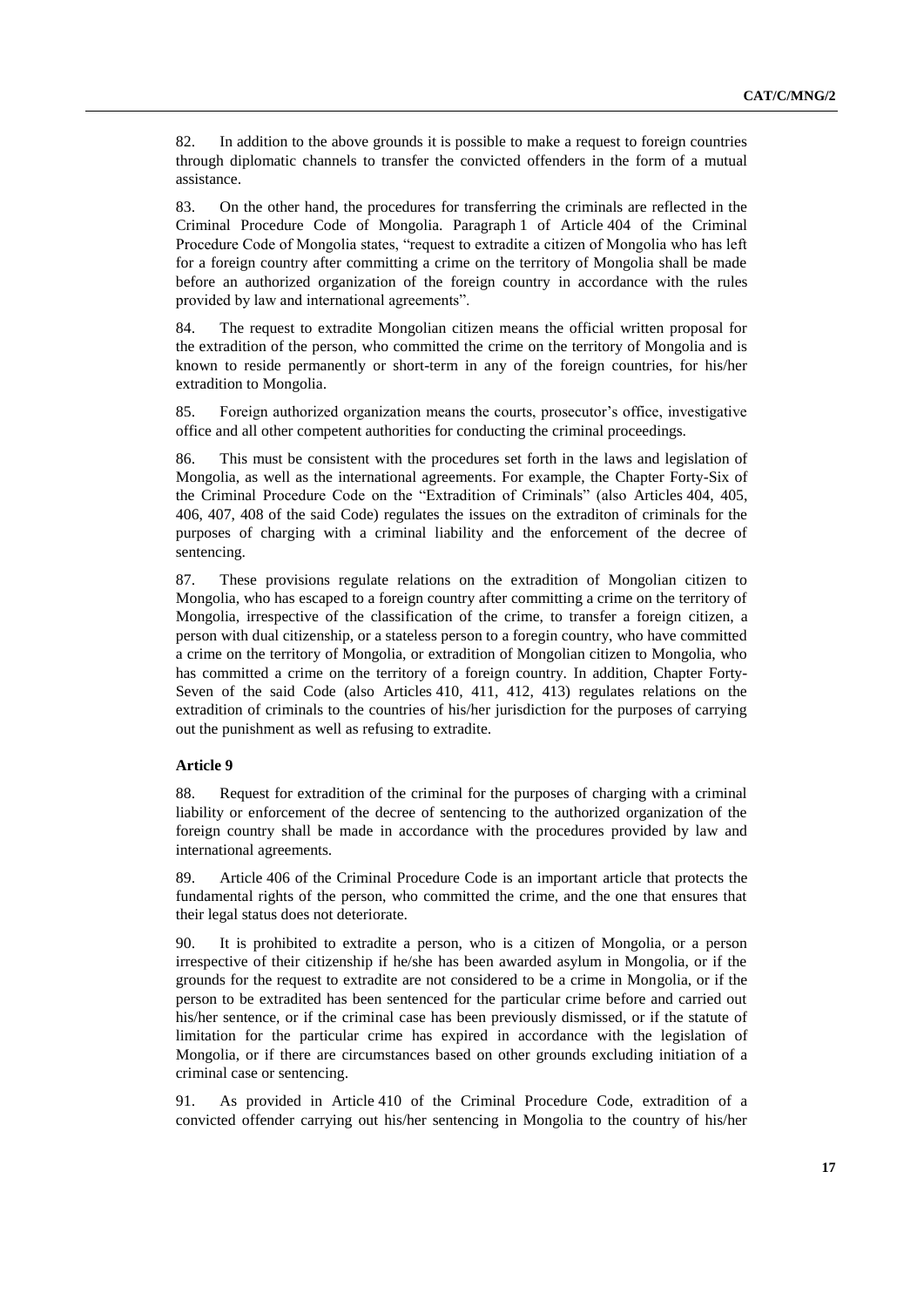82. In addition to the above grounds it is possible to make a request to foreign countries through diplomatic channels to transfer the convicted offenders in the form of a mutual assistance.

83. On the other hand, the procedures for transferring the criminals are reflected in the Criminal Procedure Code of Mongolia. Paragraph 1 of Article 404 of the Criminal Procedure Code of Mongolia states, "request to extradite a citizen of Mongolia who has left for a foreign country after committing a crime on the territory of Mongolia shall be made before an authorized organization of the foreign country in accordance with the rules provided by law and international agreements".

84. The request to extradite Mongolian citizen means the official written proposal for the extradition of the person, who committed the crime on the territory of Mongolia and is known to reside permanently or short-term in any of the foreign countries, for his/her extradition to Mongolia.

85. Foreign authorized organization means the courts, prosecutor's office, investigative office and all other competent authorities for conducting the criminal proceedings.

86. This must be consistent with the procedures set forth in the laws and legislation of Mongolia, as well as the international agreements. For example, the Chapter Forty-Six of the Criminal Procedure Code on the "Extradition of Criminals" (also Articles 404, 405, 406, 407, 408 of the said Code) regulates the issues on the extraditon of criminals for the purposes of charging with a criminal liability and the enforcement of the decree of sentencing.

87. These provisions regulate relations on the extradition of Mongolian citizen to Mongolia, who has escaped to a foreign country after committing a crime on the territory of Mongolia, irrespective of the classification of the crime, to transfer a foreign citizen, a person with dual citizenship, or a stateless person to a foregin country, who have committed a crime on the territory of Mongolia, or extradition of Mongolian citizen to Mongolia, who has committed a crime on the territory of a foreign country. In addition, Chapter Forty-Seven of the said Code (also Articles 410, 411, 412, 413) regulates relations on the extradition of criminals to the countries of his/her jurisdiction for the purposes of carrying out the punishment as well as refusing to extradite.

**Article 9**

88. Request for extradition of the criminal for the purposes of charging with a criminal liability or enforcement of the decree of sentencing to the authorized organization of the foreign country shall be made in accordance with the procedures provided by law and international agreements.

89. Article 406 of the Criminal Procedure Code is an important article that protects the fundamental rights of the person, who committed the crime, and the one that ensures that their legal status does not deteriorate.

90. It is prohibited to extradite a person, who is a citizen of Mongolia, or a person irrespective of their citizenship if he/she has been awarded asylum in Mongolia, or if the grounds for the request to extradite are not considered to be a crime in Mongolia, or if the person to be extradited has been sentenced for the particular crime before and carried out his/her sentence, or if the criminal case has been previously dismissed, or if the statute of limitation for the particular crime has expired in accordance with the legislation of Mongolia, or if there are circumstances based on other grounds excluding initiation of a criminal case or sentencing.

91. As provided in Article 410 of the Criminal Procedure Code, extradition of a convicted offender carrying out his/her sentencing in Mongolia to the country of his/her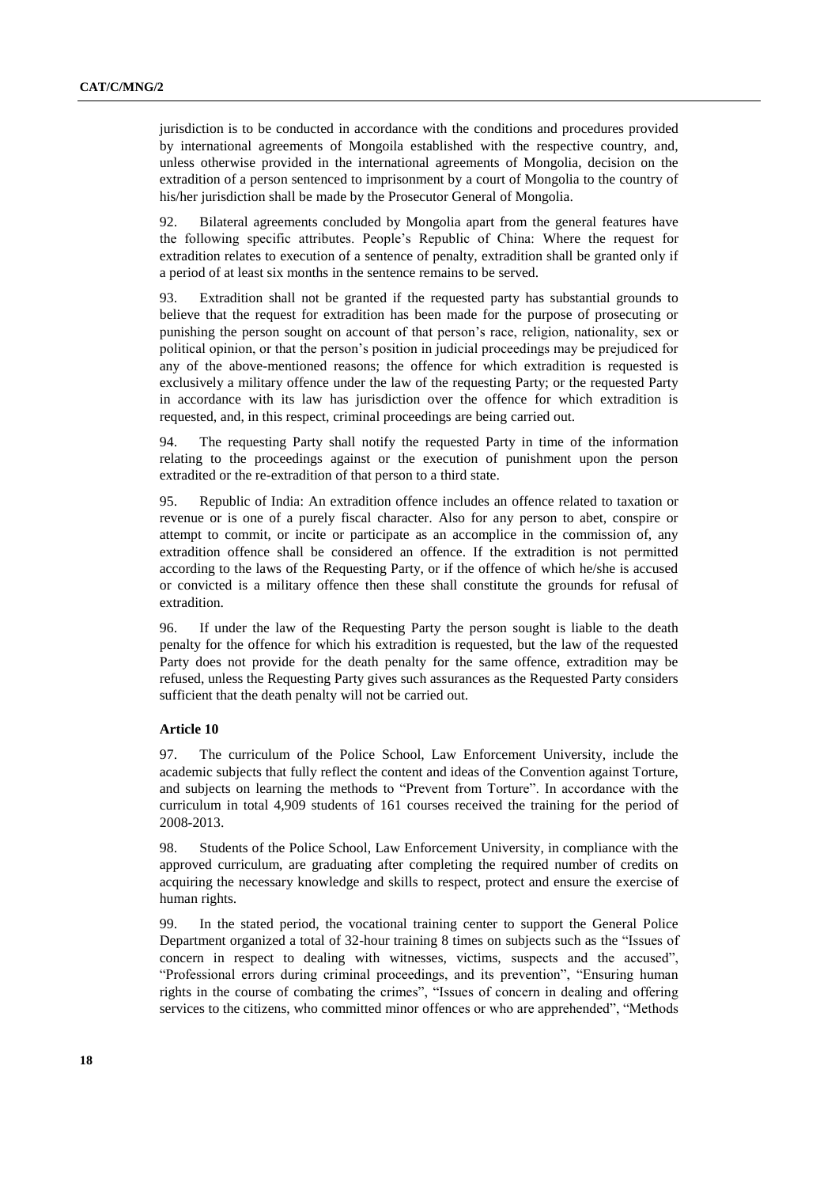jurisdiction is to be conducted in accordance with the conditions and procedures provided by international agreements of Mongoila established with the respective country, and, unless otherwise provided in the international agreements of Mongolia, decision on the extradition of a person sentenced to imprisonment by a court of Mongolia to the country of his/her jurisdiction shall be made by the Prosecutor General of Mongolia.

92. Bilateral agreements concluded by Mongolia apart from the general features have the following specific attributes. People's Republic of China: Where the request for extradition relates to execution of a sentence of penalty, extradition shall be granted only if a period of at least six months in the sentence remains to be served.

93. Extradition shall not be granted if the requested party has substantial grounds to believe that the request for extradition has been made for the purpose of prosecuting or punishing the person sought on account of that person's race, religion, nationality, sex or political opinion, or that the person's position in judicial proceedings may be prejudiced for any of the above-mentioned reasons; the offence for which extradition is requested is exclusively a military offence under the law of the requesting Party; or the requested Party in accordance with its law has jurisdiction over the offence for which extradition is requested, and, in this respect, criminal proceedings are being carried out.

94. The requesting Party shall notify the requested Party in time of the information relating to the proceedings against or the execution of punishment upon the person extradited or the re-extradition of that person to a third state.

95. Republic of India: An extradition offence includes an offence related to taxation or revenue or is one of a purely fiscal character. Also for any person to abet, conspire or attempt to commit, or incite or participate as an accomplice in the commission of, any extradition offence shall be considered an offence. If the extradition is not permitted according to the laws of the Requesting Party, or if the offence of which he/she is accused or convicted is a military offence then these shall constitute the grounds for refusal of extradition.

96. If under the law of the Requesting Party the person sought is liable to the death penalty for the offence for which his extradition is requested, but the law of the requested Party does not provide for the death penalty for the same offence, extradition may be refused, unless the Requesting Party gives such assurances as the Requested Party considers sufficient that the death penalty will not be carried out.

**Article 10**

97. The curriculum of the Police School, Law Enforcement University, include the academic subjects that fully reflect the content and ideas of the Convention against Torture, and subjects on learning the methods to "Prevent from Torture". In accordance with the curriculum in total 4,909 students of 161 courses received the training for the period of 2008-2013.

98. Students of the Police School, Law Enforcement University, in compliance with the approved curriculum, are graduating after completing the required number of credits on acquiring the necessary knowledge and skills to respect, protect and ensure the exercise of human rights.

99. In the stated period, the vocational training center to support the General Police Department organized a total of 32-hour training 8 times on subjects such as the "Issues of concern in respect to dealing with witnesses, victims, suspects and the accused", "Professional errors during criminal proceedings, and its prevention", "Ensuring human rights in the course of combating the crimes", "Issues of concern in dealing and offering services to the citizens, who committed minor offences or who are apprehended", "Methods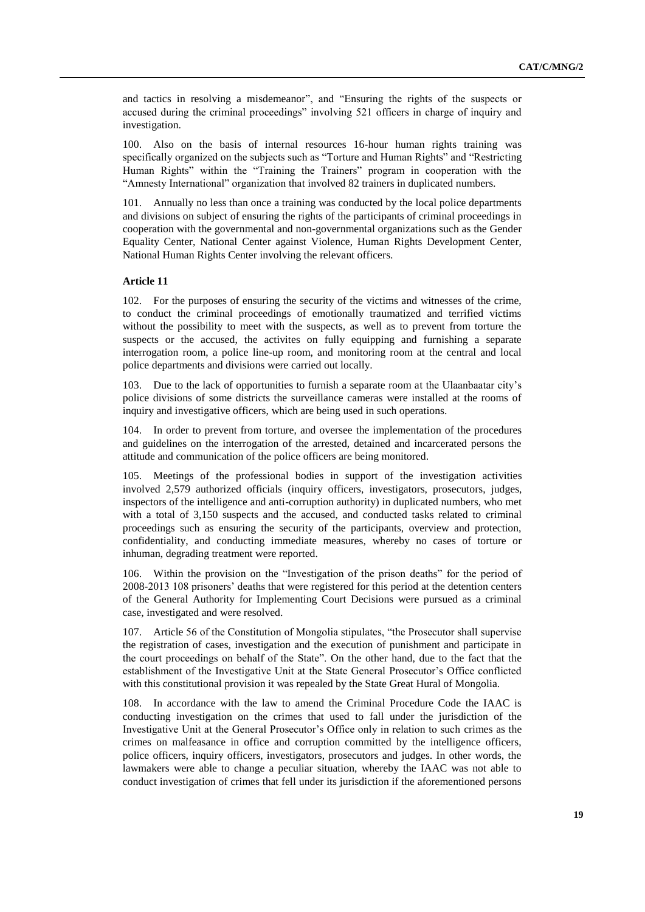and tactics in resolving a misdemeanor", and "Ensuring the rights of the suspects or accused during the criminal proceedings" involving 521 officers in charge of inquiry and investigation.

100. Also on the basis of internal resources 16-hour human rights training was specifically organized on the subjects such as "Torture and Human Rights" and "Restricting Human Rights" within the "Training the Trainers" program in cooperation with the "Amnesty International" organization that involved 82 trainers in duplicated numbers.

101. Annually no less than once a training was conducted by the local police departments and divisions on subject of ensuring the rights of the participants of criminal proceedings in cooperation with the governmental and non-governmental organizations such as the Gender Equality Center, National Center against Violence, Human Rights Development Center, National Human Rights Center involving the relevant officers.

**Article 11**

102. For the purposes of ensuring the security of the victims and witnesses of the crime, to conduct the criminal proceedings of emotionally traumatized and terrified victims without the possibility to meet with the suspects, as well as to prevent from torture the suspects or the accused, the activites on fully equipping and furnishing a separate interrogation room, a police line-up room, and monitoring room at the central and local police departments and divisions were carried out locally.

103. Due to the lack of opportunities to furnish a separate room at the Ulaanbaatar city's police divisions of some districts the surveillance cameras were installed at the rooms of inquiry and investigative officers, which are being used in such operations.

104. In order to prevent from torture, and oversee the implementation of the procedures and guidelines on the interrogation of the arrested, detained and incarcerated persons the attitude and communication of the police officers are being monitored.

105. Meetings of the professional bodies in support of the investigation activities involved 2,579 authorized officials (inquiry officers, investigators, prosecutors, judges, inspectors of the intelligence and anti-corruption authority) in duplicated numbers, who met with a total of 3,150 suspects and the accused, and conducted tasks related to criminal proceedings such as ensuring the security of the participants, overview and protection, confidentiality, and conducting immediate measures, whereby no cases of torture or inhuman, degrading treatment were reported.

106. Within the provision on the "Investigation of the prison deaths" for the period of 2008-2013 108 prisoners' deaths that were registered for this period at the detention centers of the General Authority for Implementing Court Decisions were pursued as a criminal case, investigated and were resolved.

107. Article 56 of the Constitution of Mongolia stipulates, "the Prosecutor shall supervise the registration of cases, investigation and the execution of punishment and participate in the court proceedings on behalf of the State". On the other hand, due to the fact that the establishment of the Investigative Unit at the State General Prosecutor's Office conflicted with this constitutional provision it was repealed by the State Great Hural of Mongolia.

108. In accordance with the law to amend the Criminal Procedure Code the IAAC is conducting investigation on the crimes that used to fall under the jurisdiction of the Investigative Unit at the General Prosecutor's Office only in relation to such crimes as the crimes on malfeasance in office and corruption committed by the intelligence officers, police officers, inquiry officers, investigators, prosecutors and judges. In other words, the lawmakers were able to change a peculiar situation, whereby the IAAC was not able to conduct investigation of crimes that fell under its jurisdiction if the aforementioned persons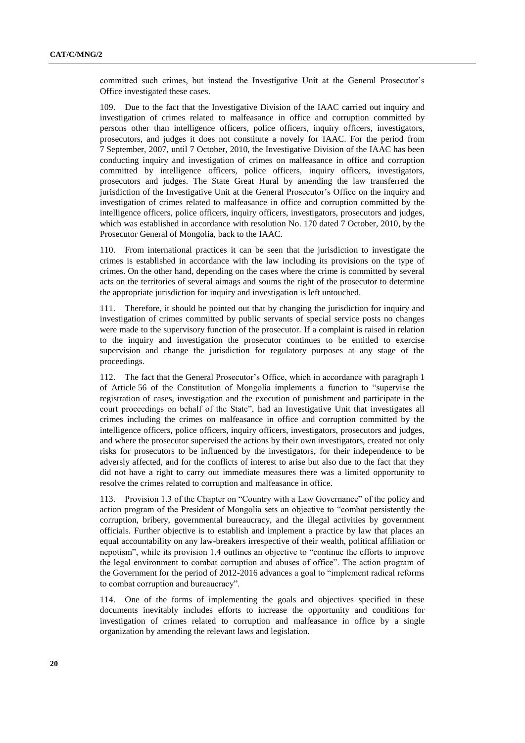committed such crimes, but instead the Investigative Unit at the General Prosecutor's Office investigated these cases.

109. Due to the fact that the Investigative Division of the IAAC carried out inquiry and investigation of crimes related to malfeasance in office and corruption committed by persons other than intelligence officers, police officers, inquiry officers, investigators, prosecutors, and judges it does not constitute a novely for IAAC. For the period from 7 September, 2007, until 7 October, 2010, the Investigative Division of the IAAC has been conducting inquiry and investigation of crimes on malfeasance in office and corruption committed by intelligence officers, police officers, inquiry officers, investigators, prosecutors and judges. The State Great Hural by amending the law transferred the jurisdiction of the Investigative Unit at the General Prosecutor's Office on the inquiry and investigation of crimes related to malfeasance in office and corruption committed by the intelligence officers, police officers, inquiry officers, investigators, prosecutors and judges, which was established in accordance with resolution No. 170 dated 7 October, 2010, by the Prosecutor General of Mongolia, back to the IAAC.

110. From international practices it can be seen that the jurisdiction to investigate the crimes is established in accordance with the law including its provisions on the type of crimes. On the other hand, depending on the cases where the crime is committed by several acts on the territories of several aimags and soums the right of the prosecutor to determine the appropriate jurisdiction for inquiry and investigation is left untouched.

111. Therefore, it should be pointed out that by changing the jurisdiction for inquiry and investigation of crimes committed by public servants of special service posts no changes were made to the supervisory function of the prosecutor. If a complaint is raised in relation to the inquiry and investigation the prosecutor continues to be entitled to exercise supervision and change the jurisdiction for regulatory purposes at any stage of the proceedings.

112. The fact that the General Prosecutor's Office, which in accordance with paragraph 1 of Article 56 of the Constitution of Mongolia implements a function to "supervise the registration of cases, investigation and the execution of punishment and participate in the court proceedings on behalf of the State", had an Investigative Unit that investigates all crimes including the crimes on malfeasance in office and corruption committed by the intelligence officers, police officers, inquiry officers, investigators, prosecutors and judges, and where the prosecutor supervised the actions by their own investigators, created not only risks for prosecutors to be influenced by the investigators, for their independence to be adversly affected, and for the conflicts of interest to arise but also due to the fact that they did not have a right to carry out immediate measures there was a limited opportunity to resolve the crimes related to corruption and malfeasance in office.

113. Provision 1.3 of the Chapter on "Country with a Law Governance" of the policy and action program of the President of Mongolia sets an objective to "combat persistently the corruption, bribery, governmental bureaucracy, and the illegal activities by government officials. Further objective is to establish and implement a practice by law that places an equal accountability on any law-breakers irrespective of their wealth, political affiliation or nepotism", while its provision 1.4 outlines an objective to "continue the efforts to improve the legal environment to combat corruption and abuses of office". The action program of the Government for the period of 2012-2016 advances a goal to "implement radical reforms to combat corruption and bureaucracy".

114. One of the forms of implementing the goals and objectives specified in these documents inevitably includes efforts to increase the opportunity and conditions for investigation of crimes related to corruption and malfeasance in office by a single organization by amending the relevant laws and legislation.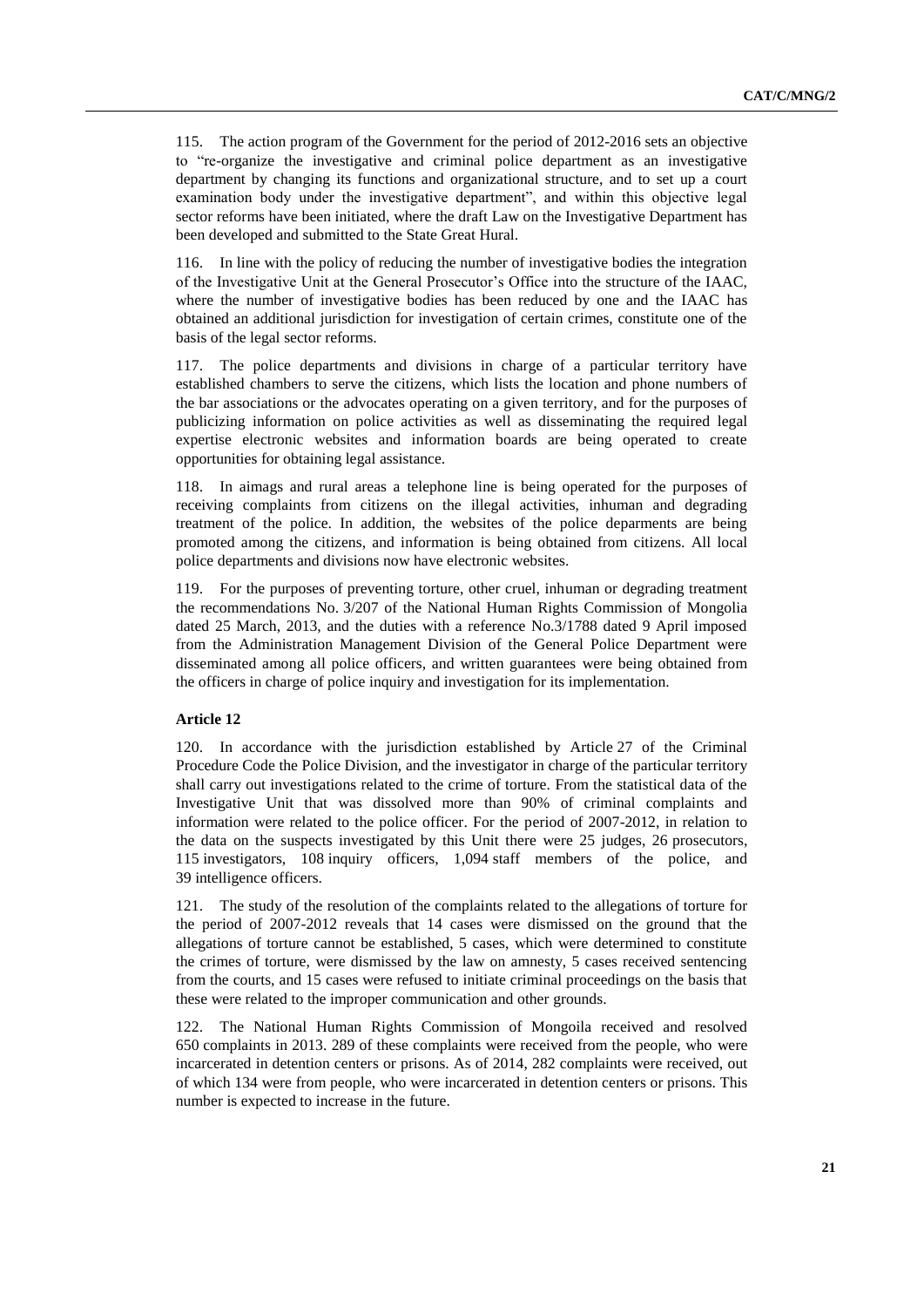115. The action program of the Government for the period of 2012-2016 sets an objective to "re-organize the investigative and criminal police department as an investigative department by changing its functions and organizational structure, and to set up a court examination body under the investigative department", and within this objective legal sector reforms have been initiated, where the draft Law on the Investigative Department has been developed and submitted to the State Great Hural.

116. In line with the policy of reducing the number of investigative bodies the integration of the Investigative Unit at the General Prosecutor's Office into the structure of the IAAC, where the number of investigative bodies has been reduced by one and the IAAC has obtained an additional jurisdiction for investigation of certain crimes, constitute one of the basis of the legal sector reforms.

117. The police departments and divisions in charge of a particular territory have established chambers to serve the citizens, which lists the location and phone numbers of the bar associations or the advocates operating on a given territory, and for the purposes of publicizing information on police activities as well as disseminating the required legal expertise electronic websites and information boards are being operated to create opportunities for obtaining legal assistance.

118. In aimags and rural areas a telephone line is being operated for the purposes of receiving complaints from citizens on the illegal activities, inhuman and degrading treatment of the police. In addition, the websites of the police deparments are being promoted among the citizens, and information is being obtained from citizens. All local police departments and divisions now have electronic websites.

119. For the purposes of preventing torture, other cruel, inhuman or degrading treatment the recommendations No. 3/207 of the National Human Rights Commission of Mongolia dated 25 March, 2013, and the duties with a reference No.3/1788 dated 9 April imposed from the Administration Management Division of the General Police Department were disseminated among all police officers, and written guarantees were being obtained from the officers in charge of police inquiry and investigation for its implementation.

**Article 12**

120. In accordance with the jurisdiction established by Article 27 of the Criminal Procedure Code the Police Division, and the investigator in charge of the particular territory shall carry out investigations related to the crime of torture. From the statistical data of the Investigative Unit that was dissolved more than 90% of criminal complaints and information were related to the police officer. For the period of 2007-2012, in relation to the data on the suspects investigated by this Unit there were 25 judges, 26 prosecutors, 115 investigators, 108 inquiry officers, 1,094 staff members of the police, and 39 intelligence officers.

121. The study of the resolution of the complaints related to the allegations of torture for the period of 2007-2012 reveals that 14 cases were dismissed on the ground that the allegations of torture cannot be established, 5 cases, which were determined to constitute the crimes of torture, were dismissed by the law on amnesty, 5 cases received sentencing from the courts, and 15 cases were refused to initiate criminal proceedings on the basis that these were related to the improper communication and other grounds.

122. The National Human Rights Commission of Mongoila received and resolved 650 complaints in 2013. 289 of these complaints were received from the people, who were incarcerated in detention centers or prisons. As of 2014, 282 complaints were received, out of which 134 were from people, who were incarcerated in detention centers or prisons. This number is expected to increase in the future.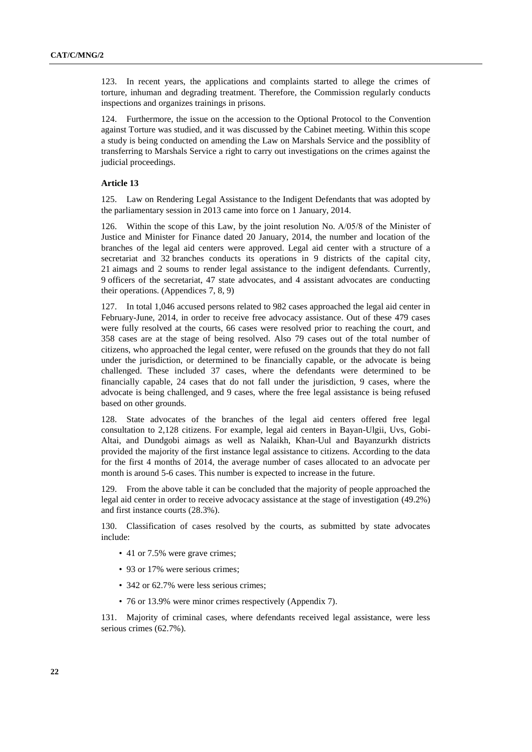123. In recent years, the applications and complaints started to allege the crimes of torture, inhuman and degrading treatment. Therefore, the Commission regularly conducts inspections and organizes trainings in prisons.

124. Furthermore, the issue on the accession to the Optional Protocol to the Convention against Torture was studied, and it was discussed by the Cabinet meeting. Within this scope a study is being conducted on amending the Law on Marshals Service and the possiblity of transferring to Marshals Service a right to carry out investigations on the crimes against the judicial proceedings.

### Article 13

125. Law on Rendering Legal Assistance to the Indigent Defendants that was adopted by the parliamentary session in 2013 came into force on 1 January, 2014.

126. Within the scope of this Law, by the joint resolution No. A/05/8 of the Minister of Justice and Minister for Finance dated 20 January, 2014, the number and location of the branches of the legal aid centers were approved. Legal aid center with a structure of a secretariat and 32 branches conducts its operations in 9 districts of the capital city, 21 aimags and 2 soums to render legal assistance to the indigent defendants. Currently, 9 officers of the secretariat, 47 state advocates, and 4 assistant advocates are conducting their operations. (Appendices 7, 8, 9)

127. In total 1,046 accused persons related to 982 cases approached the legal aid center in February-June, 2014, in order to receive free advocacy assistance. Out of these 479 cases were fully resolved at the courts, 66 cases were resolved prior to reaching the court, and 358 cases are at the stage of being resolved. Also 79 cases out of the total number of citizens, who approached the legal center, were refused on the grounds that they do not fall under the jurisdiction, or determined to be financially capable, or the advocate is being challenged. These included 37 cases, where the defendants were determined to be financially capable, 24 cases that do not fall under the jurisdiction, 9 cases, where the advocate is being challenged, and 9 cases, where the free legal assistance is being refused based on other grounds.

128. State advocates of the branches of the legal aid centers offered free legal consultation to 2,128 citizens. For example, legal aid centers in Bayan-Ulgii, Uvs, Gobi-Altai, and Dundgobi aimags as well as Nalaikh, Khan-Uul and Bayanzurkh districts provided the majority of the first instance legal assistance to citizens. According to the data for the first 4 months of 2014, the average number of cases allocated to an advocate per month is around 5-6 cases. This number is expected to increase in the future.

129. From the above table it can be concluded that the majority of people approached the legal aid center in order to receive advocacy assistance at the stage of investigation (49.2%) and first instance courts (28.3%).

130. Classification of cases resolved by the courts, as submitted by state advocates include:

- 41 or 7.5% were grave crimes;
- 93 or 17% were serious crimes;
- 342 or 62.7% were less serious crimes;
- 76 or 13.9% were minor crimes respectively (Appendix 7).

131. Majority of criminal cases, where defendants received legal assistance, were less serious crimes (62.7%).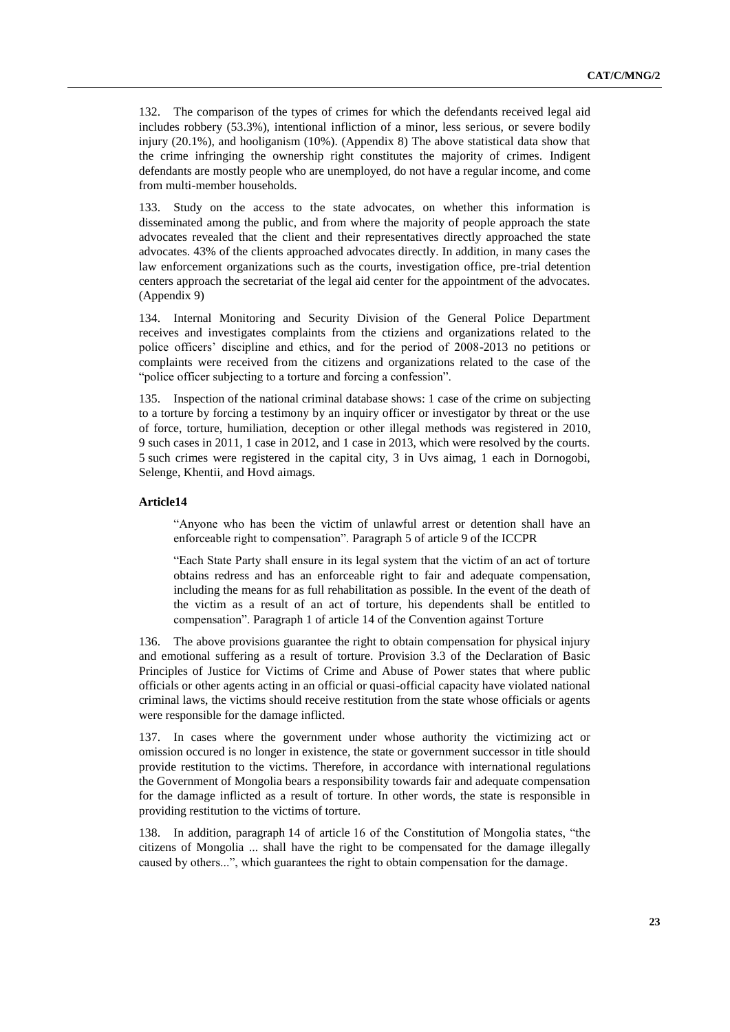132. The comparison of the types of crimes for which the defendants received legal aid includes robbery (53.3%), intentional infliction of a minor, less serious, or severe bodily injury (20.1%), and hooliganism (10%). (Appendix 8) The above statistical data show that the crime infringing the ownership right constitutes the majority of crimes. Indigent defendants are mostly people who are unemployed, do not have a regular income, and come from multi-member households.

133. Study on the access to the state advocates, on whether this information is disseminated among the public, and from where the majority of people approach the state advocates revealed that the client and their representatives directly approached the state advocates. 43% of the clients approached advocates directly. In addition, in many cases the law enforcement organizations such as the courts, investigation office, pre-trial detention centers approach the secretariat of the legal aid center for the appointment of the advocates. (Appendix 9)

134. Internal Monitoring and Security Division of the General Police Department receives and investigates complaints from the ctiziens and organizations related to the police officers' discipline and ethics, and for the period of 2008-2013 no petitions or complaints were received from the citizens and organizations related to the case of the "police officer subjecting to a torture and forcing a confession".

135. Inspection of the national criminal database shows: 1 case of the crime on subjecting to a torture by forcing a testimony by an inquiry officer or investigator by threat or the use of force, torture, humiliation, deception or other illegal methods was registered in 2010, 9 such cases in 2011, 1 case in 2012, and 1 case in 2013, which were resolved by the courts. 5 such crimes were registered in the capital city, 3 in Uvs aimag, 1 each in Dornogobi, Selenge, Khentii, and Hovd aimags.

#### Article14

> "Anyone who has been the victim of unlawful arrest or detention shall have an enforceable right to compensation". Paragraph 5 of article 9 of the ICCPR
>
> "Each State Party shall ensure in its legal system that the victim of an act of torture obtains redress and has an enforceable right to fair and adequate compensation, including the means for as full rehabilitation as possible. In the event of the death of the victim as a result of an act of torture, his dependents shall be entitled to compensation". Paragraph 1 of article 14 of the Convention against Torture

136. The above provisions guarantee the right to obtain compensation for physical injury and emotional suffering as a result of torture. Provision 3.3 of the Declaration of Basic Principles of Justice for Victims of Crime and Abuse of Power states that where public officials or other agents acting in an official or quasi-official capacity have violated national criminal laws, the victims should receive restitution from the state whose officials or agents were responsible for the damage inflicted.

137. In cases where the government under whose authority the victimizing act or omission occured is no longer in existence, the state or government successor in title should provide restitution to the victims. Therefore, in accordance with international regulations the Government of Mongolia bears a responsibility towards fair and adequate compensation for the damage inflicted as a result of torture. In other words, the state is responsible in providing restitution to the victims of torture.

138. In addition, paragraph 14 of article 16 of the Constitution of Mongolia states, "the citizens of Mongolia ... shall have the right to be compensated for the damage illegally caused by others...", which guarantees the right to obtain compensation for the damage.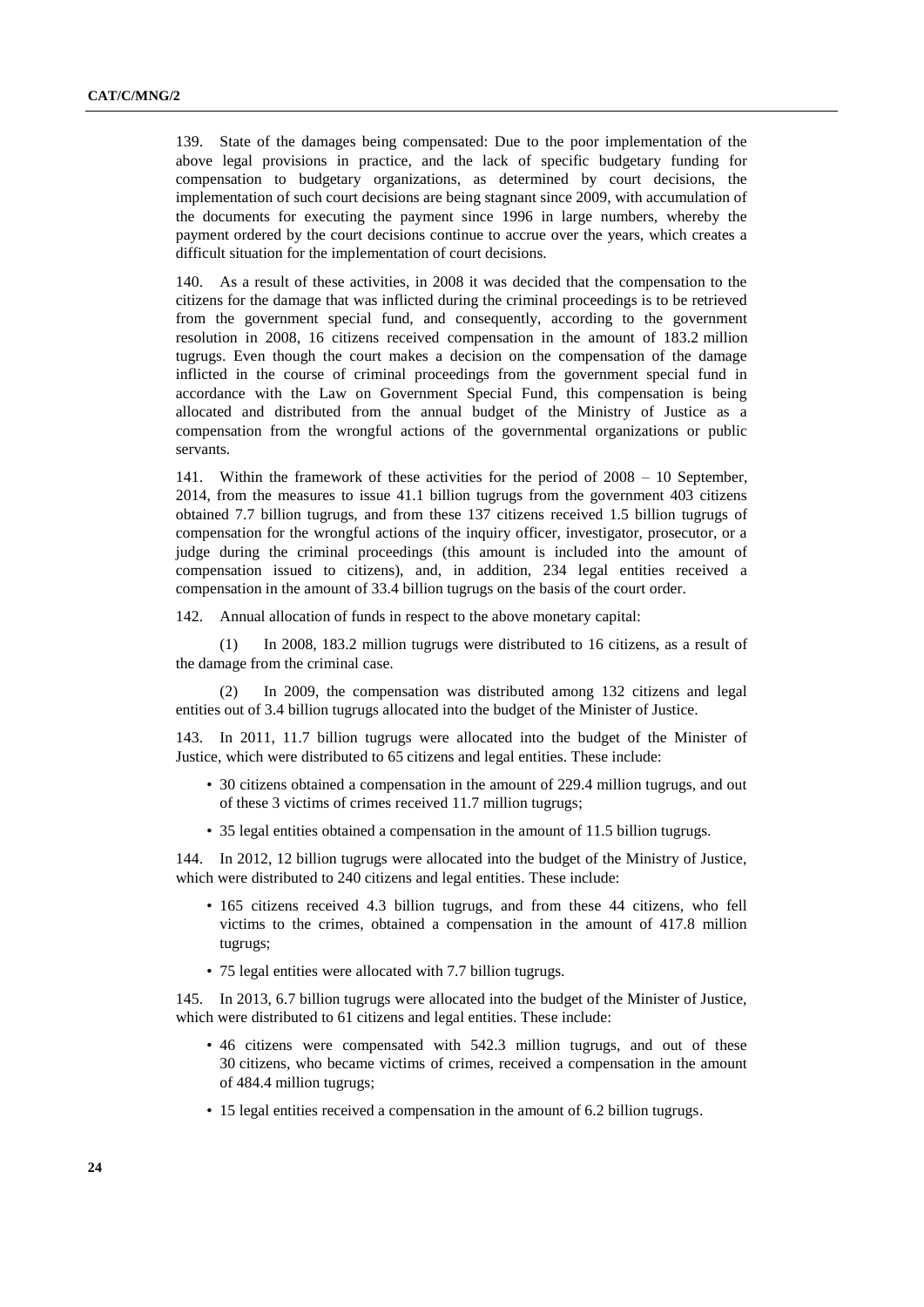139. State of the damages being compensated: Due to the poor implementation of the above legal provisions in practice, and the lack of specific budgetary funding for compensation to budgetary organizations, as determined by court decisions, the implementation of such court decisions are being stagnant since 2009, with accumulation of the documents for executing the payment since 1996 in large numbers, whereby the payment ordered by the court decisions continue to accrue over the years, which creates a difficult situation for the implementation of court decisions.

140. As a result of these activities, in 2008 it was decided that the compensation to the citizens for the damage that was inflicted during the criminal proceedings is to be retrieved from the government special fund, and consequently, according to the government resolution in 2008, 16 citizens received compensation in the amount of 183.2 million tugrugs. Even though the court makes a decision on the compensation of the damage inflicted in the course of criminal proceedings from the government special fund in accordance with the Law on Government Special Fund, this compensation is being allocated and distributed from the annual budget of the Ministry of Justice as a compensation from the wrongful actions of the governmental organizations or public servants.

141. Within the framework of these activities for the period of 2008 – 10 September, 2014, from the measures to issue 41.1 billion tugrugs from the government 403 citizens obtained 7.7 billion tugrugs, and from these 137 citizens received 1.5 billion tugrugs of compensation for the wrongful actions of the inquiry officer, investigator, prosecutor, or a judge during the criminal proceedings (this amount is included into the amount of compensation issued to citizens), and, in addition, 234 legal entities received a compensation in the amount of 33.4 billion tugrugs on the basis of the court order.

142. Annual allocation of funds in respect to the above monetary capital:

(1) In 2008, 183.2 million tugrugs were distributed to 16 citizens, as a result of the damage from the criminal case.

(2) In 2009, the compensation was distributed among 132 citizens and legal entities out of 3.4 billion tugrugs allocated into the budget of the Minister of Justice.

143. In 2011, 11.7 billion tugrugs were allocated into the budget of the Minister of Justice, which were distributed to 65 citizens and legal entities. These include:

- 30 citizens obtained a compensation in the amount of 229.4 million tugrugs, and out of these 3 victims of crimes received 11.7 million tugrugs;
- 35 legal entities obtained a compensation in the amount of 11.5 billion tugrugs.

144. In 2012, 12 billion tugrugs were allocated into the budget of the Ministry of Justice, which were distributed to 240 citizens and legal entities. These include:

- 165 citizens received 4.3 billion tugrugs, and from these 44 citizens, who fell victims to the crimes, obtained a compensation in the amount of 417.8 million tugrugs;
- 75 legal entities were allocated with 7.7 billion tugrugs.

145. In 2013, 6.7 billion tugrugs were allocated into the budget of the Minister of Justice, which were distributed to 61 citizens and legal entities. These include:

- 46 citizens were compensated with 542.3 million tugrugs, and out of these 30 citizens, who became victims of crimes, received a compensation in the amount of 484.4 million tugrugs;
- 15 legal entities received a compensation in the amount of 6.2 billion tugrugs.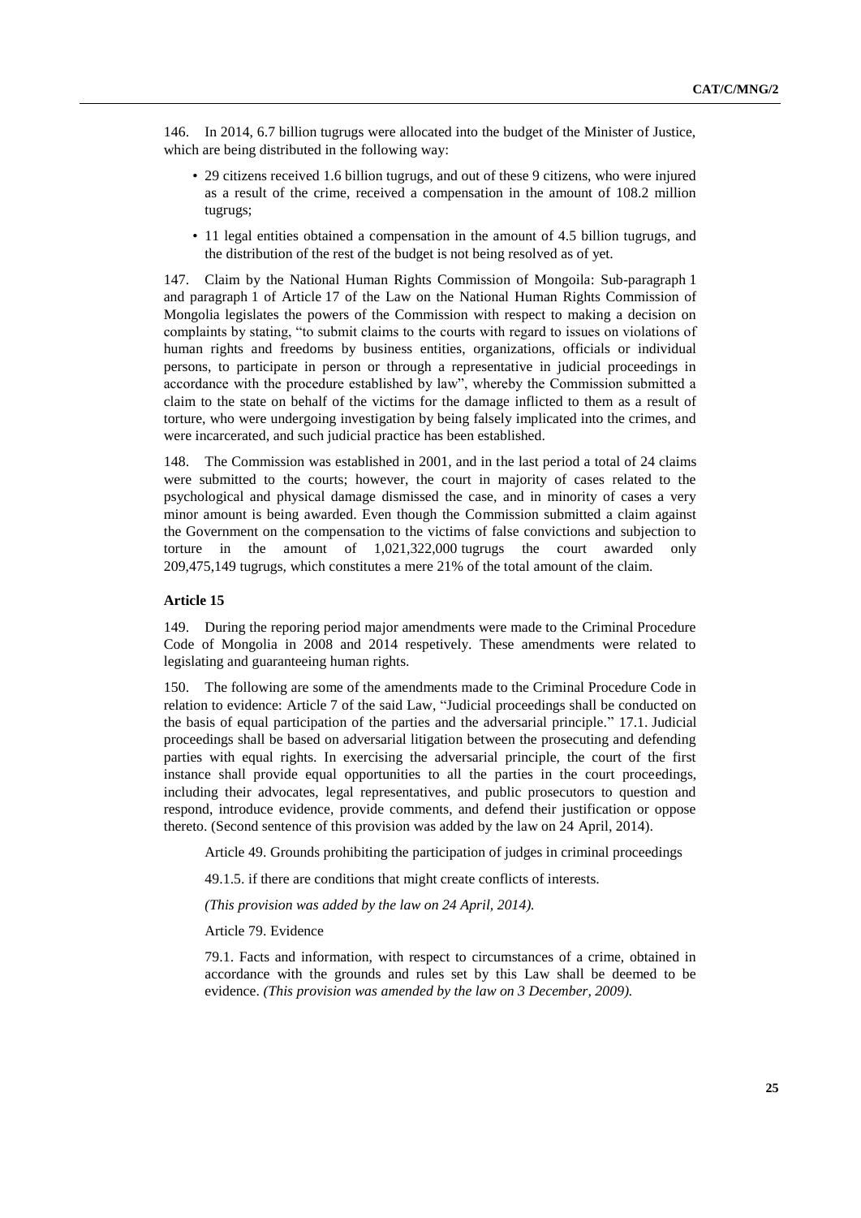146. In 2014, 6.7 billion tugrugs were allocated into the budget of the Minister of Justice, which are being distributed in the following way:

- 29 citizens received 1.6 billion tugrugs, and out of these 9 citizens, who were injured as a result of the crime, received a compensation in the amount of 108.2 million tugrugs;
- 11 legal entities obtained a compensation in the amount of 4.5 billion tugrugs, and the distribution of the rest of the budget is not being resolved as of yet.

147. Claim by the National Human Rights Commission of Mongoila: Sub-paragraph 1 and paragraph 1 of Article 17 of the Law on the National Human Rights Commission of Mongolia legislates the powers of the Commission with respect to making a decision on complaints by stating, "to submit claims to the courts with regard to issues on violations of human rights and freedoms by business entities, organizations, officials or individual persons, to participate in person or through a representative in judicial proceedings in accordance with the procedure established by law", whereby the Commission submitted a claim to the state on behalf of the victims for the damage inflicted to them as a result of torture, who were undergoing investigation by being falsely implicated into the crimes, and were incarcerated, and such judicial practice has been established.

148. The Commission was established in 2001, and in the last period a total of 24 claims were submitted to the courts; however, the court in majority of cases related to the psychological and physical damage dismissed the case, and in minority of cases a very minor amount is being awarded. Even though the Commission submitted a claim against the Government on the compensation to the victims of false convictions and subjection to torture in the amount of 1,021,322,000 tugrugs the court awarded only 209,475,149 tugrugs, which constitutes a mere 21% of the total amount of the claim.

**Article 15**

149. During the reporing period major amendments were made to the Criminal Procedure Code of Mongolia in 2008 and 2014 respetively. These amendments were related to legislating and guaranteeing human rights.

150. The following are some of the amendments made to the Criminal Procedure Code in relation to evidence: Article 7 of the said Law, "Judicial proceedings shall be conducted on the basis of equal participation of the parties and the adversarial principle." 17.1. Judicial proceedings shall be based on adversarial litigation between the prosecuting and defending parties with equal rights. In exercising the adversarial principle, the court of the first instance shall provide equal opportunities to all the parties in the court proceedings, including their advocates, legal representatives, and public prosecutors to question and respond, introduce evidence, provide comments, and defend their justification or oppose thereto. (Second sentence of this provision was added by the law on 24 April, 2014).

Article 49. Grounds prohibiting the participation of judges in criminal proceedings

49.1.5. if there are conditions that might create conflicts of interests.

*(This provision was added by the law on 24 April, 2014).*

Article 79. Evidence

79.1. Facts and information, with respect to circumstances of a crime, obtained in accordance with the grounds and rules set by this Law shall be deemed to be evidence. *(This provision was amended by the law on 3 December, 2009).*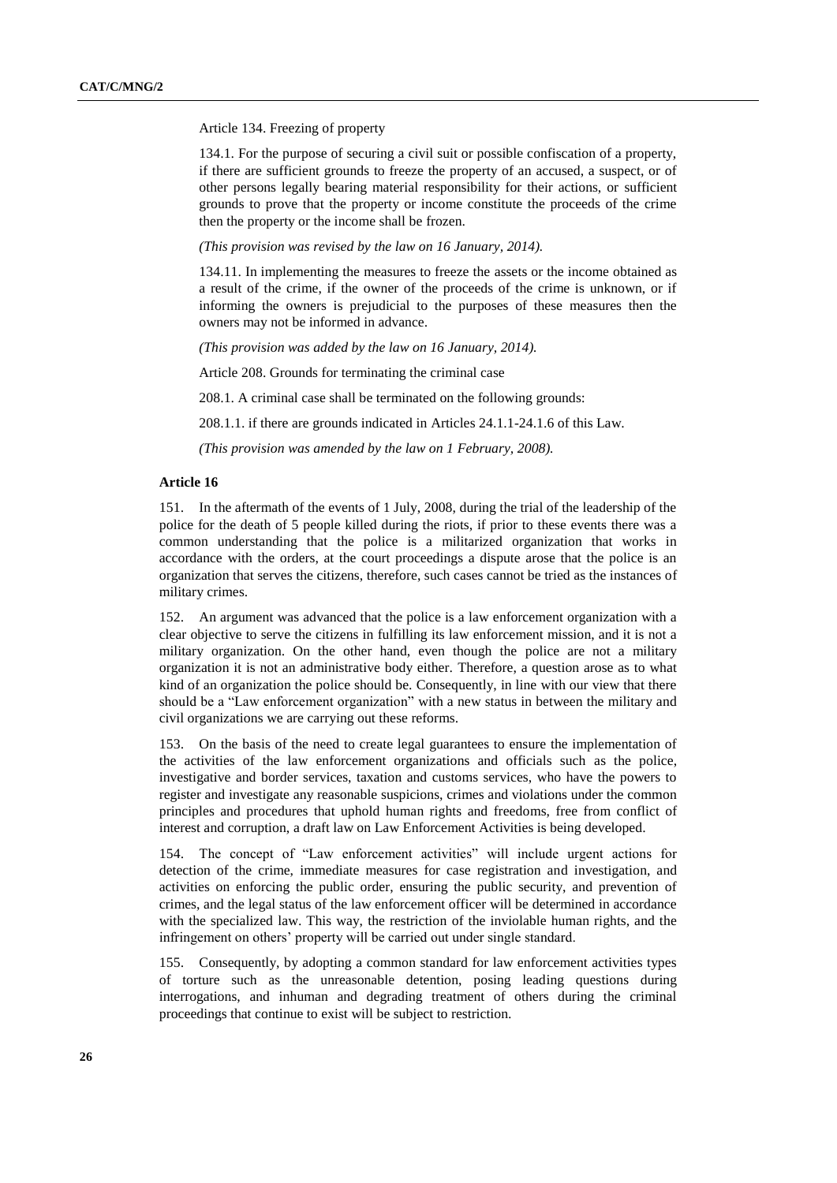Article 134. Freezing of property

134.1. For the purpose of securing a civil suit or possible confiscation of a property, if there are sufficient grounds to freeze the property of an accused, a suspect, or of other persons legally bearing material responsibility for their actions, or sufficient grounds to prove that the property or income constitute the proceeds of the crime then the property or the income shall be frozen.

*(This provision was revised by the law on 16 January, 2014).*

134.11. In implementing the measures to freeze the assets or the income obtained as a result of the crime, if the owner of the proceeds of the crime is unknown, or if informing the owners is prejudicial to the purposes of these measures then the owners may not be informed in advance.

*(This provision was added by the law on 16 January, 2014).*

Article 208. Grounds for terminating the criminal case

208.1. A criminal case shall be terminated on the following grounds:

208.1.1. if there are grounds indicated in Articles 24.1.1-24.1.6 of this Law.

*(This provision was amended by the law on 1 February, 2008).*

### Article 16

151. In the aftermath of the events of 1 July, 2008, during the trial of the leadership of the police for the death of 5 people killed during the riots, if prior to these events there was a common understanding that the police is a militarized organization that works in accordance with the orders, at the court proceedings a dispute arose that the police is an organization that serves the citizens, therefore, such cases cannot be tried as the instances of military crimes.

152. An argument was advanced that the police is a law enforcement organization with a clear objective to serve the citizens in fulfilling its law enforcement mission, and it is not a military organization. On the other hand, even though the police are not a military organization it is not an administrative body either. Therefore, a question arose as to what kind of an organization the police should be. Consequently, in line with our view that there should be a "Law enforcement organization" with a new status in between the military and civil organizations we are carrying out these reforms.

153. On the basis of the need to create legal guarantees to ensure the implementation of the activities of the law enforcement organizations and officials such as the police, investigative and border services, taxation and customs services, who have the powers to register and investigate any reasonable suspicions, crimes and violations under the common principles and procedures that uphold human rights and freedoms, free from conflict of interest and corruption, a draft law on Law Enforcement Activities is being developed.

154. The concept of "Law enforcement activities" will include urgent actions for detection of the crime, immediate measures for case registration and investigation, and activities on enforcing the public order, ensuring the public security, and prevention of crimes, and the legal status of the law enforcement officer will be determined in accordance with the specialized law. This way, the restriction of the inviolable human rights, and the infringement on others' property will be carried out under single standard.

155. Consequently, by adopting a common standard for law enforcement activities types of torture such as the unreasonable detention, posing leading questions during interrogations, and inhuman and degrading treatment of others during the criminal proceedings that continue to exist will be subject to restriction.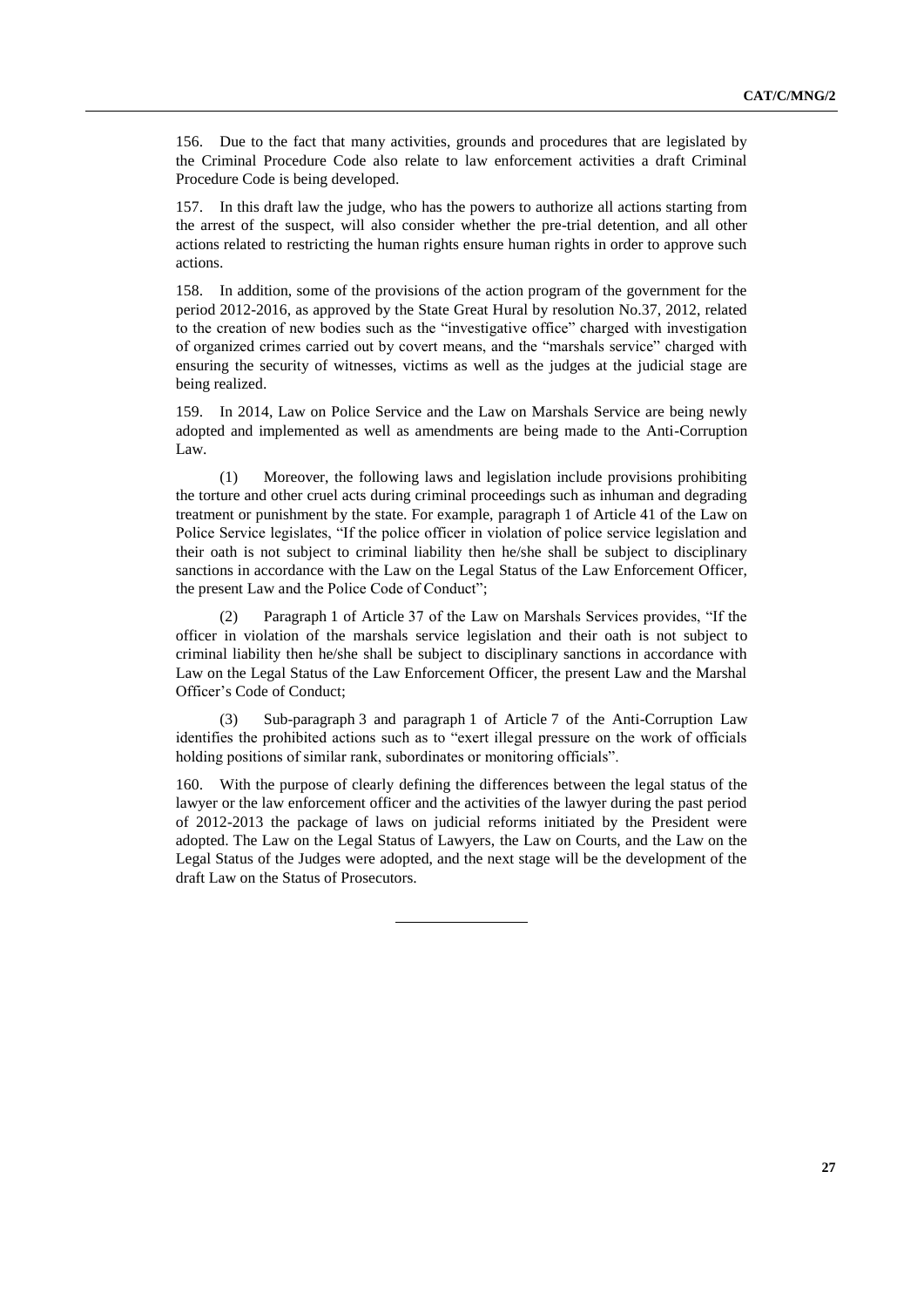156. Due to the fact that many activities, grounds and procedures that are legislated by the Criminal Procedure Code also relate to law enforcement activities a draft Criminal Procedure Code is being developed.

157. In this draft law the judge, who has the powers to authorize all actions starting from the arrest of the suspect, will also consider whether the pre-trial detention, and all other actions related to restricting the human rights ensure human rights in order to approve such actions.

158. In addition, some of the provisions of the action program of the government for the period 2012-2016, as approved by the State Great Hural by resolution No.37, 2012, related to the creation of new bodies such as the "investigative office" charged with investigation of organized crimes carried out by covert means, and the "marshals service" charged with ensuring the security of witnesses, victims as well as the judges at the judicial stage are being realized.

159. In 2014, Law on Police Service and the Law on Marshals Service are being newly adopted and implemented as well as amendments are being made to the Anti-Corruption Law.

(1) Moreover, the following laws and legislation include provisions prohibiting the torture and other cruel acts during criminal proceedings such as inhuman and degrading treatment or punishment by the state. For example, paragraph 1 of Article 41 of the Law on Police Service legislates, "If the police officer in violation of police service legislation and their oath is not subject to criminal liability then he/she shall be subject to disciplinary sanctions in accordance with the Law on the Legal Status of the Law Enforcement Officer, the present Law and the Police Code of Conduct";

(2) Paragraph 1 of Article 37 of the Law on Marshals Services provides, "If the officer in violation of the marshals service legislation and their oath is not subject to criminal liability then he/she shall be subject to disciplinary sanctions in accordance with Law on the Legal Status of the Law Enforcement Officer, the present Law and the Marshal Officer's Code of Conduct;

(3) Sub-paragraph 3 and paragraph 1 of Article 7 of the Anti-Corruption Law identifies the prohibited actions such as to "exert illegal pressure on the work of officials holding positions of similar rank, subordinates or monitoring officials".

160. With the purpose of clearly defining the differences between the legal status of the lawyer or the law enforcement officer and the activities of the lawyer during the past period of 2012-2013 the package of laws on judicial reforms initiated by the President were adopted. The Law on the Legal Status of Lawyers, the Law on Courts, and the Law on the Legal Status of the Judges were adopted, and the next stage will be the development of the draft Law on the Status of Prosecutors.